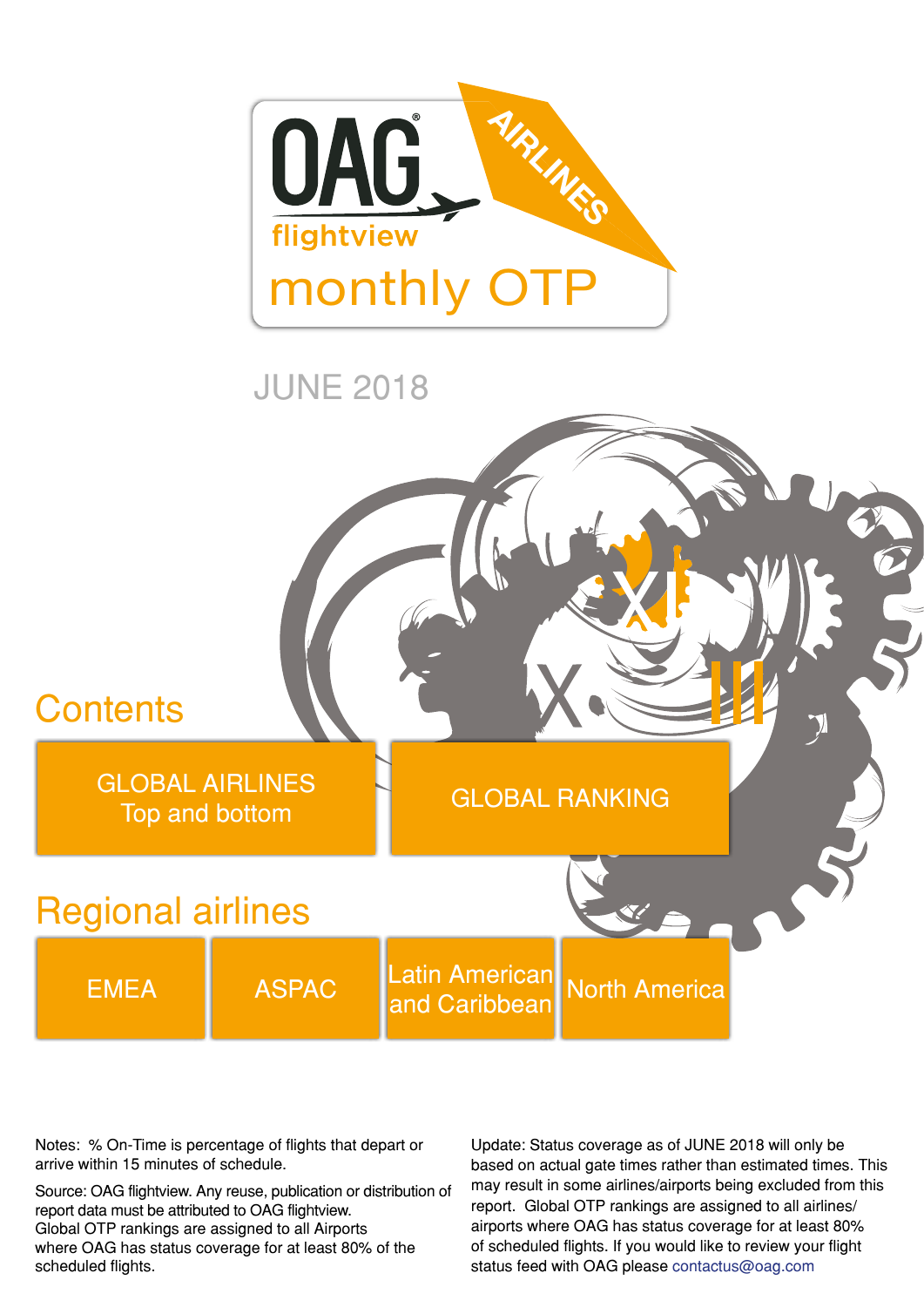# OAG flightview monthly OTP

AIRLINES

JUNE 2018

## Contents

- GLOBAL AIRLINES Top and bottom
- GLOBAL RANKING

## Regional airlines

- EMEA
- ASPAC
- Latin American and Caribbean
- North America

Notes: % On-Time is percentage of flights that depart or arrive within 15 minutes of schedule.

Source: OAG flightview. Any reuse, publication or distribution of report data must be attributed to OAG flightview.
Global OTP rankings are assigned to all Airports where OAG has status coverage for at least 80% of the scheduled flights.

Update: Status coverage as of JUNE 2018 will only be based on actual gate times rather than estimated times. This may result in some airlines/airports being excluded from this report. Global OTP rankings are assigned to all airlines/ airports where OAG has status coverage for at least 80% of scheduled flights. If you would like to review your flight status feed with OAG please contactus@oag.com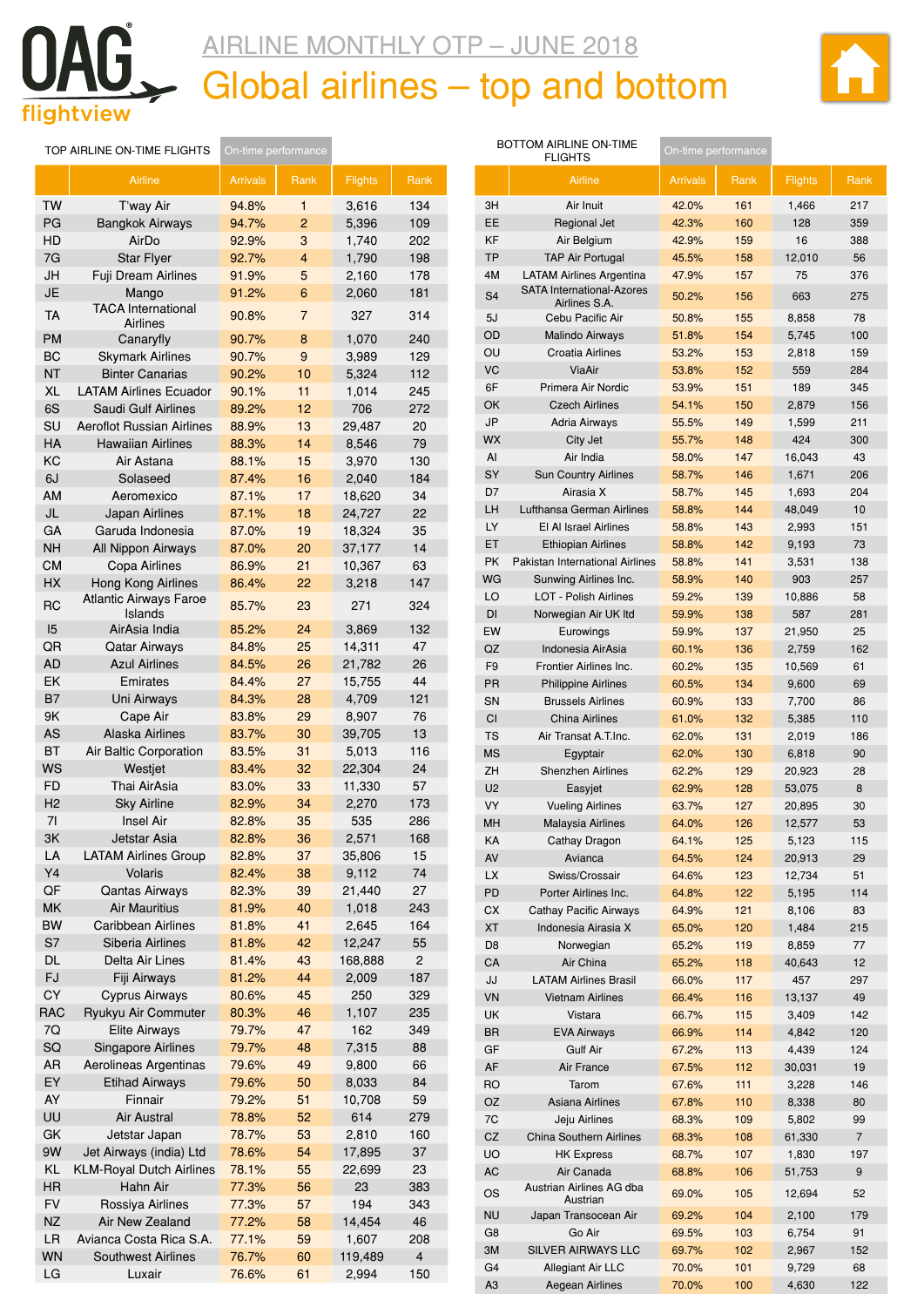# AIRLINE MONTHLY OTP – JUNE 2018

## Global airlines – top and bottom

### TOP AIRLINE ON-TIME FLIGHTS

| | Airline | On-time performance Arrivals | Rank | Flights | Rank |
|---|---|---|---|---|---|
| TW | T'way Air | 94.8% | 1 | 3,616 | 134 |
| PG | Bangkok Airways | 94.7% | 2 | 5,396 | 109 |
| HD | AirDo | 92.9% | 3 | 1,740 | 202 |
| 7G | Star Flyer | 92.7% | 4 | 1,790 | 198 |
| JH | Fuji Dream Airlines | 91.9% | 5 | 2,160 | 178 |
| JE | Mango | 91.2% | 6 | 2,060 | 181 |
| TA | TACA International Airlines | 90.8% | 7 | 327 | 314 |
| PM | Canaryfly | 90.7% | 8 | 1,070 | 240 |
| BC | Skymark Airlines | 90.7% | 9 | 3,989 | 129 |
| NT | Binter Canarias | 90.2% | 10 | 5,324 | 112 |
| XL | LATAM Airlines Ecuador | 90.1% | 11 | 1,014 | 245 |
| 6S | Saudi Gulf Airlines | 89.2% | 12 | 706 | 272 |
| SU | Aeroflot Russian Airlines | 88.9% | 13 | 29,487 | 20 |
| HA | Hawaiian Airlines | 88.3% | 14 | 8,546 | 79 |
| KC | Air Astana | 88.1% | 15 | 3,970 | 130 |
| 6J | Solaseed | 87.4% | 16 | 2,040 | 184 |
| AM | Aeromexico | 87.1% | 17 | 18,620 | 34 |
| JL | Japan Airlines | 87.1% | 18 | 24,727 | 22 |
| GA | Garuda Indonesia | 87.0% | 19 | 18,324 | 35 |
| NH | All Nippon Airways | 87.0% | 20 | 37,177 | 14 |
| CM | Copa Airlines | 86.9% | 21 | 10,367 | 63 |
| HX | Hong Kong Airlines | 86.4% | 22 | 3,218 | 147 |
| RC | Atlantic Airways Faroe Islands | 85.7% | 23 | 271 | 324 |
| I5 | AirAsia India | 85.2% | 24 | 3,869 | 132 |
| QR | Qatar Airways | 84.8% | 25 | 14,311 | 47 |
| AD | Azul Airlines | 84.5% | 26 | 21,782 | 26 |
| EK | Emirates | 84.4% | 27 | 15,755 | 44 |
| B7 | Uni Airways | 84.3% | 28 | 4,709 | 121 |
| 9K | Cape Air | 83.8% | 29 | 8,907 | 76 |
| AS | Alaska Airlines | 83.7% | 30 | 39,705 | 13 |
| BT | Air Baltic Corporation | 83.5% | 31 | 5,013 | 116 |
| WS | Westjet | 83.4% | 32 | 22,304 | 24 |
| FD | Thai AirAsia | 83.0% | 33 | 11,330 | 57 |
| H2 | Sky Airline | 82.9% | 34 | 2,270 | 173 |
| 7I | Insel Air | 82.8% | 35 | 535 | 286 |
| 3K | Jetstar Asia | 82.8% | 36 | 2,571 | 168 |
| LA | LATAM Airlines Group | 82.8% | 37 | 35,806 | 15 |
| Y4 | Volaris | 82.4% | 38 | 9,112 | 74 |
| QF | Qantas Airways | 82.3% | 39 | 21,440 | 27 |
| MK | Air Mauritius | 81.9% | 40 | 1,018 | 243 |
| BW | Caribbean Airlines | 81.8% | 41 | 2,645 | 164 |
| S7 | Siberia Airlines | 81.8% | 42 | 12,247 | 55 |
| DL | Delta Air Lines | 81.4% | 43 | 168,888 | 2 |
| FJ | Fiji Airways | 81.2% | 44 | 2,009 | 187 |
| CY | Cyprus Airways | 80.6% | 45 | 250 | 329 |
| RAC | Ryukyu Air Commuter | 80.3% | 46 | 1,107 | 235 |
| 7Q | Elite Airways | 79.7% | 47 | 162 | 349 |
| SQ | Singapore Airlines | 79.7% | 48 | 7,315 | 88 |
| AR | Aerolineas Argentinas | 79.6% | 49 | 9,800 | 66 |
| EY | Etihad Airways | 79.6% | 50 | 8,033 | 84 |
| AY | Finnair | 79.2% | 51 | 10,708 | 59 |
| UU | Air Austral | 78.8% | 52 | 614 | 279 |
| GK | Jetstar Japan | 78.7% | 53 | 2,810 | 160 |
| 9W | Jet Airways (india) Ltd | 78.6% | 54 | 17,895 | 37 |
| KL | KLM-Royal Dutch Airlines | 78.1% | 55 | 22,699 | 23 |
| HR | Hahn Air | 77.3% | 56 | 23 | 383 |
| FV | Rossiya Airlines | 77.3% | 57 | 194 | 343 |
| NZ | Air New Zealand | 77.2% | 58 | 14,454 | 46 |
| LR | Avianca Costa Rica S.A. | 77.1% | 59 | 1,607 | 208 |
| WN | Southwest Airlines | 76.7% | 60 | 119,489 | 4 |
| LG | Luxair | 76.6% | 61 | 2,994 | 150 |

### BOTTOM AIRLINE ON-TIME FLIGHTS

| | Airline | On-time performance Arrivals | Rank | Flights | Rank |
|---|---|---|---|---|---|
| 3H | Air Inuit | 42.0% | 161 | 1,466 | 217 |
| EE | Regional Jet | 42.3% | 160 | 128 | 359 |
| KF | Air Belgium | 42.9% | 159 | 16 | 388 |
| TP | TAP Air Portugal | 45.5% | 158 | 12,010 | 56 |
| 4M | LATAM Airlines Argentina | 47.9% | 157 | 75 | 376 |
| S4 | SATA International-Azores Airlines S.A. | 50.2% | 156 | 663 | 275 |
| 5J | Cebu Pacific Air | 50.8% | 155 | 8,858 | 78 |
| OD | Malindo Airways | 51.8% | 154 | 5,745 | 100 |
| OU | Croatia Airlines | 53.2% | 153 | 2,818 | 159 |
| VC | ViaAir | 53.8% | 152 | 559 | 284 |
| 6F | Primera Air Nordic | 53.9% | 151 | 189 | 345 |
| OK | Czech Airlines | 54.1% | 150 | 2,879 | 156 |
| JP | Adria Airways | 55.5% | 149 | 1,599 | 211 |
| WX | City Jet | 55.7% | 148 | 424 | 300 |
| AI | Air India | 58.0% | 147 | 16,043 | 43 |
| SY | Sun Country Airlines | 58.7% | 146 | 1,671 | 206 |
| D7 | Airasia X | 58.7% | 145 | 1,693 | 204 |
| LH | Lufthansa German Airlines | 58.8% | 144 | 48,049 | 10 |
| LY | El Al Israel Airlines | 58.8% | 143 | 2,993 | 151 |
| ET | Ethiopian Airlines | 58.8% | 142 | 9,193 | 73 |
| PK | Pakistan International Airlines | 58.8% | 141 | 3,531 | 138 |
| WG | Sunwing Airlines Inc. | 58.9% | 140 | 903 | 257 |
| LO | LOT - Polish Airlines | 59.2% | 139 | 10,886 | 58 |
| DI | Norwegian Air UK ltd | 59.9% | 138 | 587 | 281 |
| EW | Eurowings | 59.9% | 137 | 21,950 | 25 |
| QZ | Indonesia AirAsia | 60.1% | 136 | 2,759 | 162 |
| F9 | Frontier Airlines Inc. | 60.2% | 135 | 10,569 | 61 |
| PR | Philippine Airlines | 60.5% | 134 | 9,600 | 69 |
| SN | Brussels Airlines | 60.9% | 133 | 7,700 | 86 |
| CI | China Airlines | 61.0% | 132 | 5,385 | 110 |
| TS | Air Transat A.T.Inc. | 62.0% | 131 | 2,019 | 186 |
| MS | Egyptair | 62.0% | 130 | 6,818 | 90 |
| ZH | Shenzhen Airlines | 62.2% | 129 | 20,923 | 28 |
| U2 | Easyjet | 62.9% | 128 | 53,075 | 8 |
| VY | Vueling Airlines | 63.7% | 127 | 20,895 | 30 |
| MH | Malaysia Airlines | 64.0% | 126 | 12,577 | 53 |
| KA | Cathay Dragon | 64.1% | 125 | 5,123 | 115 |
| AV | Avianca | 64.5% | 124 | 20,913 | 29 |
| LX | Swiss/Crossair | 64.6% | 123 | 12,734 | 51 |
| PD | Porter Airlines Inc. | 64.8% | 122 | 5,195 | 114 |
| CX | Cathay Pacific Airways | 64.9% | 121 | 8,106 | 83 |
| XT | Indonesia Airasia X | 65.0% | 120 | 1,484 | 215 |
| D8 | Norwegian | 65.2% | 119 | 8,859 | 77 |
| CA | Air China | 65.2% | 118 | 40,643 | 12 |
| JJ | LATAM Airlines Brasil | 66.0% | 117 | 457 | 297 |
| VN | Vietnam Airlines | 66.4% | 116 | 13,137 | 49 |
| UK | Vistara | 66.7% | 115 | 3,409 | 142 |
| BR | EVA Airways | 66.9% | 114 | 4,842 | 120 |
| GF | Gulf Air | 67.2% | 113 | 4,439 | 124 |
| AF | Air France | 67.5% | 112 | 30,031 | 19 |
| RO | Tarom | 67.6% | 111 | 3,228 | 146 |
| OZ | Asiana Airlines | 67.8% | 110 | 8,338 | 80 |
| 7C | Jeju Airlines | 68.3% | 109 | 5,802 | 99 |
| CZ | China Southern Airlines | 68.3% | 108 | 61,330 | 7 |
| UO | HK Express | 68.7% | 107 | 1,830 | 197 |
| AC | Air Canada | 68.8% | 106 | 51,753 | 9 |
| OS | Austrian Airlines AG dba Austrian | 69.0% | 105 | 12,694 | 52 |
| NU | Japan Transocean Air | 69.2% | 104 | 2,100 | 179 |
| G8 | Go Air | 69.5% | 103 | 6,754 | 91 |
| 3M | SILVER AIRWAYS LLC | 69.7% | 102 | 2,967 | 152 |
| G4 | Allegiant Air LLC | 70.0% | 101 | 9,729 | 68 |
| A3 | Aegean Airlines | 70.0% | 100 | 4,630 | 122 |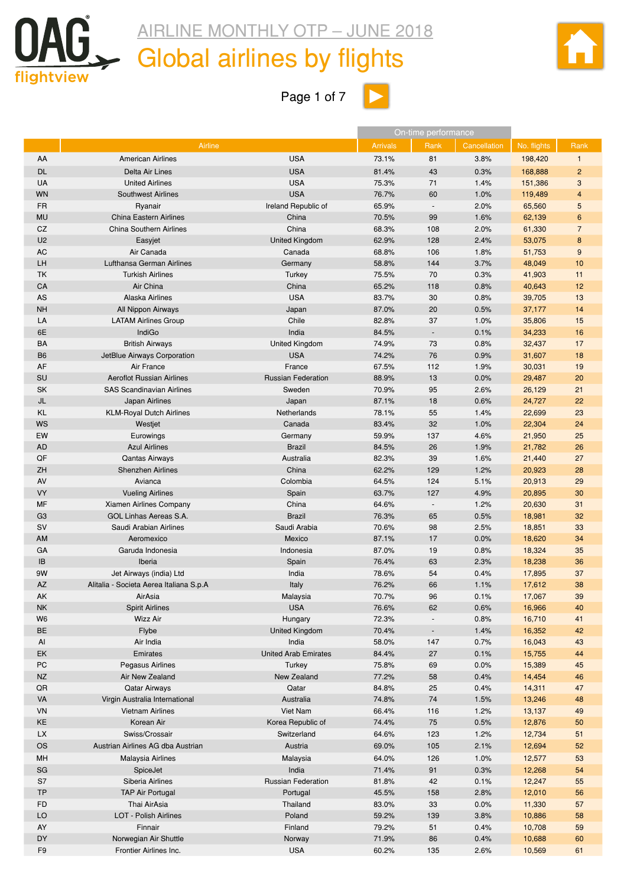# AIRLINE MONTHLY OTP – JUNE 2018

## Global airlines by flights

| | Airline | | On-time performance | | | | |
|---|---|---|---|---|---|---|---|
| | | | Arrivals | Rank | Cancellation | No. flights | Rank |
| AA | American Airlines | USA | 73.1% | 81 | 3.8% | 198,420 | 1 |
| DL | Delta Air Lines | USA | 81.4% | 43 | 0.3% | 168,888 | 2 |
| UA | United Airlines | USA | 75.3% | 71 | 1.4% | 151,386 | 3 |
| WN | Southwest Airlines | USA | 76.7% | 60 | 1.0% | 119,489 | 4 |
| FR | Ryanair | Ireland Republic of | 65.9% | - | 2.0% | 65,560 | 5 |
| MU | China Eastern Airlines | China | 70.5% | 99 | 1.6% | 62,139 | 6 |
| CZ | China Southern Airlines | China | 68.3% | 108 | 2.0% | 61,330 | 7 |
| U2 | Easyjet | United Kingdom | 62.9% | 128 | 2.4% | 53,075 | 8 |
| AC | Air Canada | Canada | 68.8% | 106 | 1.8% | 51,753 | 9 |
| LH | Lufthansa German Airlines | Germany | 58.8% | 144 | 3.7% | 48,049 | 10 |
| TK | Turkish Airlines | Turkey | 75.5% | 70 | 0.3% | 41,903 | 11 |
| CA | Air China | China | 65.2% | 118 | 0.8% | 40,643 | 12 |
| AS | Alaska Airlines | USA | 83.7% | 30 | 0.8% | 39,705 | 13 |
| NH | All Nippon Airways | Japan | 87.0% | 20 | 0.5% | 37,177 | 14 |
| LA | LATAM Airlines Group | Chile | 82.8% | 37 | 1.0% | 35,806 | 15 |
| 6E | IndiGo | India | 84.5% | - | 0.1% | 34,233 | 16 |
| BA | British Airways | United Kingdom | 74.9% | 73 | 0.8% | 32,437 | 17 |
| B6 | JetBlue Airways Corporation | USA | 74.2% | 76 | 0.9% | 31,607 | 18 |
| AF | Air France | France | 67.5% | 112 | 1.9% | 30,031 | 19 |
| SU | Aeroflot Russian Airlines | Russian Federation | 88.9% | 13 | 0.0% | 29,487 | 20 |
| SK | SAS Scandinavian Airlines | Sweden | 70.9% | 95 | 2.6% | 26,129 | 21 |
| JL | Japan Airlines | Japan | 87.1% | 18 | 0.6% | 24,727 | 22 |
| KL | KLM-Royal Dutch Airlines | Netherlands | 78.1% | 55 | 1.4% | 22,699 | 23 |
| WS | Westjet | Canada | 83.4% | 32 | 1.0% | 22,304 | 24 |
| EW | Eurowings | Germany | 59.9% | 137 | 4.6% | 21,950 | 25 |
| AD | Azul Airlines | Brazil | 84.5% | 26 | 1.9% | 21,782 | 26 |
| QF | Qantas Airways | Australia | 82.3% | 39 | 1.6% | 21,440 | 27 |
| ZH | Shenzhen Airlines | China | 62.2% | 129 | 1.2% | 20,923 | 28 |
| AV | Avianca | Colombia | 64.5% | 124 | 5.1% | 20,913 | 29 |
| VY | Vueling Airlines | Spain | 63.7% | 127 | 4.9% | 20,895 | 30 |
| MF | Xiamen Airlines Company | China | 64.6% | - | 1.2% | 20,630 | 31 |
| G3 | GOL Linhas Aereas S.A. | Brazil | 76.3% | 65 | 0.5% | 18,981 | 32 |
| SV | Saudi Arabian Airlines | Saudi Arabia | 70.6% | 98 | 2.5% | 18,851 | 33 |
| AM | Aeromexico | Mexico | 87.1% | 17 | 0.0% | 18,620 | 34 |
| GA | Garuda Indonesia | Indonesia | 87.0% | 19 | 0.8% | 18,324 | 35 |
| IB | Iberia | Spain | 76.4% | 63 | 2.3% | 18,238 | 36 |
| 9W | Jet Airways (india) Ltd | India | 78.6% | 54 | 0.4% | 17,895 | 37 |
| AZ | Alitalia - Societa Aerea Italiana S.p.A | Italy | 76.2% | 66 | 1.1% | 17,612 | 38 |
| AK | AirAsia | Malaysia | 70.7% | 96 | 0.1% | 17,067 | 39 |
| NK | Spirit Airlines | USA | 76.6% | 62 | 0.6% | 16,966 | 40 |
| W6 | Wizz Air | Hungary | 72.3% | - | 0.8% | 16,710 | 41 |
| BE | Flybe | United Kingdom | 70.4% | - | 1.4% | 16,352 | 42 |
| AI | Air India | India | 58.0% | 147 | 0.7% | 16,043 | 43 |
| EK | Emirates | United Arab Emirates | 84.4% | 27 | 0.1% | 15,755 | 44 |
| PC | Pegasus Airlines | Turkey | 75.8% | 69 | 0.0% | 15,389 | 45 |
| NZ | Air New Zealand | New Zealand | 77.2% | 58 | 0.4% | 14,454 | 46 |
| QR | Qatar Airways | Qatar | 84.8% | 25 | 0.4% | 14,311 | 47 |
| VA | Virgin Australia International | Australia | 74.8% | 74 | 1.5% | 13,246 | 48 |
| VN | Vietnam Airlines | Viet Nam | 66.4% | 116 | 1.2% | 13,137 | 49 |
| KE | Korean Air | Korea Republic of | 74.4% | 75 | 0.5% | 12,876 | 50 |
| LX | Swiss/Crossair | Switzerland | 64.6% | 123 | 1.2% | 12,734 | 51 |
| OS | Austrian Airlines AG dba Austrian | Austria | 69.0% | 105 | 2.1% | 12,694 | 52 |
| MH | Malaysia Airlines | Malaysia | 64.0% | 126 | 1.0% | 12,577 | 53 |
| SG | SpiceJet | India | 71.4% | 91 | 0.3% | 12,268 | 54 |
| S7 | Siberia Airlines | Russian Federation | 81.8% | 42 | 0.1% | 12,247 | 55 |
| TP | TAP Air Portugal | Portugal | 45.5% | 158 | 2.8% | 12,010 | 56 |
| FD | Thai AirAsia | Thailand | 83.0% | 33 | 0.0% | 11,330 | 57 |
| LO | LOT - Polish Airlines | Poland | 59.2% | 139 | 3.8% | 10,886 | 58 |
| AY | Finnair | Finland | 79.2% | 51 | 0.4% | 10,708 | 59 |
| DY | Norwegian Air Shuttle | Norway | 71.9% | 86 | 0.4% | 10,688 | 60 |
| F9 | Frontier Airlines Inc. | USA | 60.2% | 135 | 2.6% | 10,569 | 61 |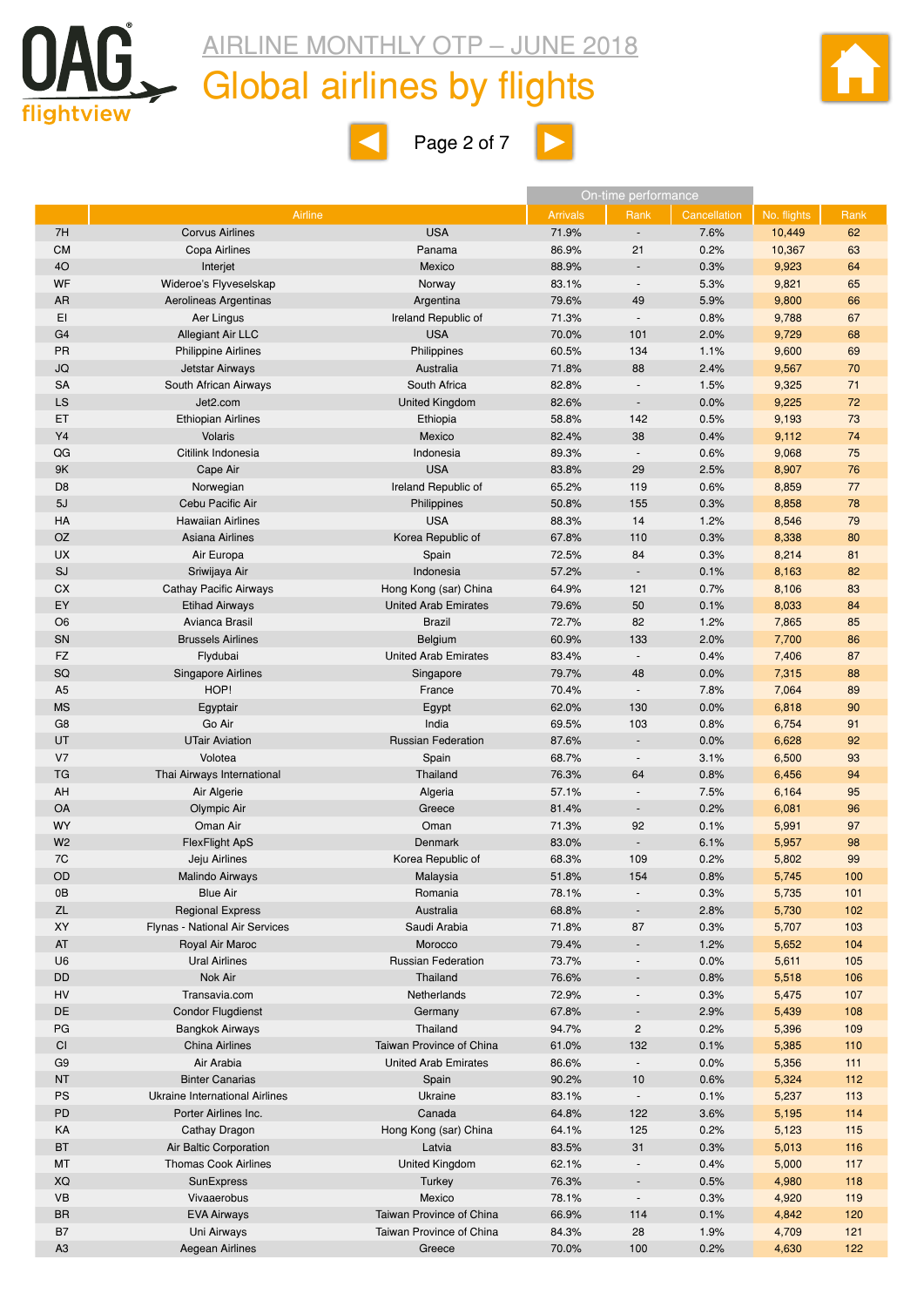# AIRLINE MONTHLY OTP – JUNE 2018

## Global airlines by flights

| | Airline | | On-time performance | | | | |
|---|---|---|---|---|---|---|---|
| | | | Arrivals | Rank | Cancellation | No. flights | Rank |
| 7H | Corvus Airlines | USA | 71.9% | - | 7.6% | 10,449 | 62 |
| CM | Copa Airlines | Panama | 86.9% | 21 | 0.2% | 10,367 | 63 |
| 4O | Interjet | Mexico | 88.9% | - | 0.3% | 9,923 | 64 |
| WF | Wideroe's Flyveselskap | Norway | 83.1% | - | 5.3% | 9,821 | 65 |
| AR | Aerolineas Argentinas | Argentina | 79.6% | 49 | 5.9% | 9,800 | 66 |
| EI | Aer Lingus | Ireland Republic of | 71.3% | - | 0.8% | 9,788 | 67 |
| G4 | Allegiant Air LLC | USA | 70.0% | 101 | 2.0% | 9,729 | 68 |
| PR | Philippine Airlines | Philippines | 60.5% | 134 | 1.1% | 9,600 | 69 |
| JQ | Jetstar Airways | Australia | 71.8% | 88 | 2.4% | 9,567 | 70 |
| SA | South African Airways | South Africa | 82.8% | - | 1.5% | 9,325 | 71 |
| LS | Jet2.com | United Kingdom | 82.6% | - | 0.0% | 9,225 | 72 |
| ET | Ethiopian Airlines | Ethiopia | 58.8% | 142 | 0.5% | 9,193 | 73 |
| Y4 | Volaris | Mexico | 82.4% | 38 | 0.4% | 9,112 | 74 |
| QG | Citilink Indonesia | Indonesia | 89.3% | - | 0.6% | 9,068 | 75 |
| 9K | Cape Air | USA | 83.8% | 29 | 2.5% | 8,907 | 76 |
| D8 | Norwegian | Ireland Republic of | 65.2% | 119 | 0.6% | 8,859 | 77 |
| 5J | Cebu Pacific Air | Philippines | 50.8% | 155 | 0.3% | 8,858 | 78 |
| HA | Hawaiian Airlines | USA | 88.3% | 14 | 1.2% | 8,546 | 79 |
| OZ | Asiana Airlines | Korea Republic of | 67.8% | 110 | 0.3% | 8,338 | 80 |
| UX | Air Europa | Spain | 72.5% | 84 | 0.3% | 8,214 | 81 |
| SJ | Sriwijaya Air | Indonesia | 57.2% | - | 0.1% | 8,163 | 82 |
| CX | Cathay Pacific Airways | Hong Kong (sar) China | 64.9% | 121 | 0.7% | 8,106 | 83 |
| EY | Etihad Airways | United Arab Emirates | 79.6% | 50 | 0.1% | 8,033 | 84 |
| O6 | Avianca Brasil | Brazil | 72.7% | 82 | 1.2% | 7,865 | 85 |
| SN | Brussels Airlines | Belgium | 60.9% | 133 | 2.0% | 7,700 | 86 |
| FZ | Flydubai | United Arab Emirates | 83.4% | - | 0.4% | 7,406 | 87 |
| SQ | Singapore Airlines | Singapore | 79.7% | 48 | 0.0% | 7,315 | 88 |
| A5 | HOP! | France | 70.4% | - | 7.8% | 7,064 | 89 |
| MS | Egyptair | Egypt | 62.0% | 130 | 0.0% | 6,818 | 90 |
| G8 | Go Air | India | 69.5% | 103 | 0.8% | 6,754 | 91 |
| UT | UTair Aviation | Russian Federation | 87.6% | - | 0.0% | 6,628 | 92 |
| V7 | Volotea | Spain | 68.7% | - | 3.1% | 6,500 | 93 |
| TG | Thai Airways International | Thailand | 76.3% | 64 | 0.8% | 6,456 | 94 |
| AH | Air Algerie | Algeria | 57.1% | - | 7.5% | 6,164 | 95 |
| OA | Olympic Air | Greece | 81.4% | - | 0.2% | 6,081 | 96 |
| WY | Oman Air | Oman | 71.3% | 92 | 0.1% | 5,991 | 97 |
| W2 | FlexFlight ApS | Denmark | 83.0% | - | 6.1% | 5,957 | 98 |
| 7C | Jeju Airlines | Korea Republic of | 68.3% | 109 | 0.2% | 5,802 | 99 |
| OD | Malindo Airways | Malaysia | 51.8% | 154 | 0.8% | 5,745 | 100 |
| 0B | Blue Air | Romania | 78.1% | - | 0.3% | 5,735 | 101 |
| ZL | Regional Express | Australia | 68.8% | - | 2.8% | 5,730 | 102 |
| XY | Flynas - National Air Services | Saudi Arabia | 71.8% | 87 | 0.3% | 5,707 | 103 |
| AT | Royal Air Maroc | Morocco | 79.4% | - | 1.2% | 5,652 | 104 |
| U6 | Ural Airlines | Russian Federation | 73.7% | - | 0.0% | 5,611 | 105 |
| DD | Nok Air | Thailand | 76.6% | - | 0.8% | 5,518 | 106 |
| HV | Transavia.com | Netherlands | 72.9% | - | 0.3% | 5,475 | 107 |
| DE | Condor Flugdienst | Germany | 67.8% | - | 2.9% | 5,439 | 108 |
| PG | Bangkok Airways | Thailand | 94.7% | 2 | 0.2% | 5,396 | 109 |
| CI | China Airlines | Taiwan Province of China | 61.0% | 132 | 0.1% | 5,385 | 110 |
| G9 | Air Arabia | United Arab Emirates | 86.6% | - | 0.0% | 5,356 | 111 |
| NT | Binter Canarias | Spain | 90.2% | 10 | 0.6% | 5,324 | 112 |
| PS | Ukraine International Airlines | Ukraine | 83.1% | - | 0.1% | 5,237 | 113 |
| PD | Porter Airlines Inc. | Canada | 64.8% | 122 | 3.6% | 5,195 | 114 |
| KA | Cathay Dragon | Hong Kong (sar) China | 64.1% | 125 | 0.2% | 5,123 | 115 |
| BT | Air Baltic Corporation | Latvia | 83.5% | 31 | 0.3% | 5,013 | 116 |
| MT | Thomas Cook Airlines | United Kingdom | 62.1% | - | 0.4% | 5,000 | 117 |
| XQ | SunExpress | Turkey | 76.3% | - | 0.5% | 4,980 | 118 |
| VB | Vivaaerobus | Mexico | 78.1% | - | 0.3% | 4,920 | 119 |
| BR | EVA Airways | Taiwan Province of China | 66.9% | 114 | 0.1% | 4,842 | 120 |
| B7 | Uni Airways | Taiwan Province of China | 84.3% | 28 | 1.9% | 4,709 | 121 |
| A3 | Aegean Airlines | Greece | 70.0% | 100 | 0.2% | 4,630 | 122 |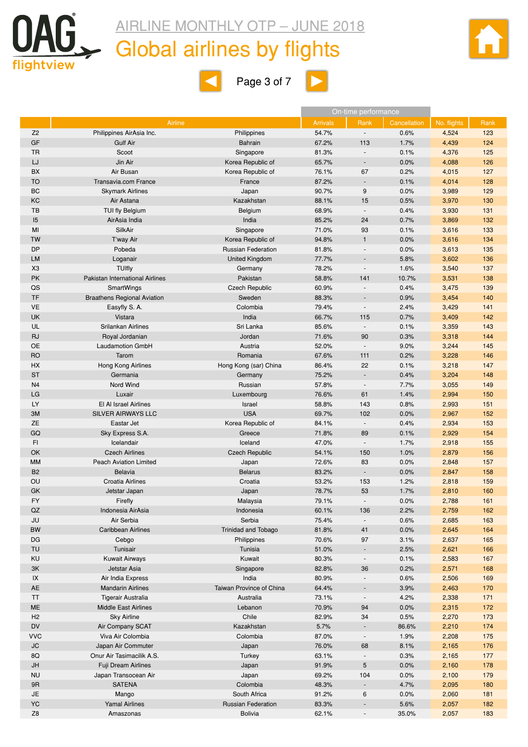# AIRLINE MONTHLY OTP – JUNE 2018

## Global airlines by flights

| | Airline | | On-time performance | | | | |
|---|---|---|---|---|---|---|---|
| | | | Arrivals | Rank | Cancellation | No. flights | Rank |
| Z2 | Philippines AirAsia Inc. | Philippines | 54.7% | - | 0.6% | 4,524 | 123 |
| GF | Gulf Air | Bahrain | 67.2% | 113 | 1.7% | 4,439 | 124 |
| TR | Scoot | Singapore | 81.3% | - | 0.1% | 4,376 | 125 |
| LJ | Jin Air | Korea Republic of | 65.7% | - | 0.0% | 4,088 | 126 |
| BX | Air Busan | Korea Republic of | 76.1% | 67 | 0.2% | 4,015 | 127 |
| TO | Transavia.com France | France | 87.2% | - | 0.1% | 4,014 | 128 |
| BC | Skymark Airlines | Japan | 90.7% | 9 | 0.0% | 3,989 | 129 |
| KC | Air Astana | Kazakhstan | 88.1% | 15 | 0.5% | 3,970 | 130 |
| TB | TUI fly Belgium | Belgium | 68.9% | - | 0.4% | 3,930 | 131 |
| I5 | AirAsia India | India | 85.2% | 24 | 0.7% | 3,869 | 132 |
| MI | SilkAir | Singapore | 71.0% | 93 | 0.1% | 3,616 | 133 |
| TW | T'way Air | Korea Republic of | 94.8% | 1 | 0.0% | 3,616 | 134 |
| DP | Pobeda | Russian Federation | 81.8% | - | 0.0% | 3,613 | 135 |
| LM | Loganair | United Kingdom | 77.7% | - | 5.8% | 3,602 | 136 |
| X3 | TUIfly | Germany | 78.2% | - | 1.6% | 3,540 | 137 |
| PK | Pakistan International Airlines | Pakistan | 58.8% | 141 | 10.7% | 3,531 | 138 |
| QS | SmartWings | Czech Republic | 60.9% | - | 0.4% | 3,475 | 139 |
| TF | Braathens Regional Aviation | Sweden | 88.3% | - | 0.9% | 3,454 | 140 |
| VE | Easyfly S. A. | Colombia | 79.4% | - | 2.4% | 3,429 | 141 |
| UK | Vistara | India | 66.7% | 115 | 0.7% | 3,409 | 142 |
| UL | Srilankan Airlines | Sri Lanka | 85.6% | - | 0.1% | 3,359 | 143 |
| RJ | Royal Jordanian | Jordan | 71.6% | 90 | 0.3% | 3,318 | 144 |
| OE | Laudamotion GmbH | Austria | 52.0% | - | 9.0% | 3,244 | 145 |
| RO | Tarom | Romania | 67.6% | 111 | 0.2% | 3,228 | 146 |
| HX | Hong Kong Airlines | Hong Kong (sar) China | 86.4% | 22 | 0.1% | 3,218 | 147 |
| ST | Germania | Germany | 75.2% | - | 0.4% | 3,204 | 148 |
| N4 | Nord Wind | Russian | 57.8% | - | 7.7% | 3,055 | 149 |
| LG | Luxair | Luxembourg | 76.6% | 61 | 1.4% | 2,994 | 150 |
| LY | El Al Israel Airlines | Israel | 58.8% | 143 | 0.8% | 2,993 | 151 |
| 3M | SILVER AIRWAYS LLC | USA | 69.7% | 102 | 0.0% | 2,967 | 152 |
| ZE | Eastar Jet | Korea Republic of | 84.1% | - | 0.4% | 2,934 | 153 |
| GQ | Sky Express S.A. | Greece | 71.8% | 89 | 0.1% | 2,929 | 154 |
| FI | Icelandair | Iceland | 47.0% | - | 1.7% | 2,918 | 155 |
| OK | Czech Airlines | Czech Republic | 54.1% | 150 | 1.0% | 2,879 | 156 |
| MM | Peach Aviation Limited | Japan | 72.6% | 83 | 0.0% | 2,848 | 157 |
| B2 | Belavia | Belarus | 83.2% | - | 0.0% | 2,847 | 158 |
| OU | Croatia Airlines | Croatia | 53.2% | 153 | 1.2% | 2,818 | 159 |
| GK | Jetstar Japan | Japan | 78.7% | 53 | 1.7% | 2,810 | 160 |
| FY | Firefly | Malaysia | 79.1% | - | 0.0% | 2,788 | 161 |
| QZ | Indonesia AirAsia | Indonesia | 60.1% | 136 | 2.2% | 2,759 | 162 |
| JU | Air Serbia | Serbia | 75.4% | - | 0.6% | 2,685 | 163 |
| BW | Caribbean Airlines | Trinidad and Tobago | 81.8% | 41 | 0.0% | 2,645 | 164 |
| DG | Cebgo | Philippines | 70.6% | 97 | 3.1% | 2,637 | 165 |
| TU | Tunisair | Tunisia | 51.0% | - | 2.5% | 2,621 | 166 |
| KU | Kuwait Airways | Kuwait | 80.3% | - | 0.1% | 2,583 | 167 |
| 3K | Jetstar Asia | Singapore | 82.8% | 36 | 0.2% | 2,571 | 168 |
| IX | Air India Express | India | 80.9% | - | 0.6% | 2,506 | 169 |
| AE | Mandarin Airlines | Taiwan Province of China | 64.4% | - | 3.9% | 2,463 | 170 |
| TT | Tigerair Australia | Australia | 73.1% | - | 4.2% | 2,338 | 171 |
| ME | Middle East Airlines | Lebanon | 70.9% | 94 | 0.0% | 2,315 | 172 |
| H2 | Sky Airline | Chile | 82.9% | 34 | 0.5% | 2,270 | 173 |
| DV | Air Company SCAT | Kazakhstan | 5.7% | - | 86.6% | 2,210 | 174 |
| VVC | Viva Air Colombia | Colombia | 87.0% | - | 1.9% | 2,208 | 175 |
| JC | Japan Air Commuter | Japan | 76.0% | 68 | 8.1% | 2,165 | 176 |
| 8Q | Onur Air Tasimacilik A.S. | Turkey | 63.1% | - | 0.3% | 2,165 | 177 |
| JH | Fuji Dream Airlines | Japan | 91.9% | 5 | 0.0% | 2,160 | 178 |
| NU | Japan Transocean Air | Japan | 69.2% | 104 | 0.0% | 2,100 | 179 |
| 9R | SATENA | Colombia | 48.3% | - | 4.7% | 2,095 | 180 |
| JE | Mango | South Africa | 91.2% | 6 | 0.0% | 2,060 | 181 |
| YC | Yamal Airlines | Russian Federation | 83.3% | - | 5.6% | 2,057 | 182 |
| Z8 | Amaszonas | Bolivia | 62.1% | - | 35.0% | 2,057 | 183 |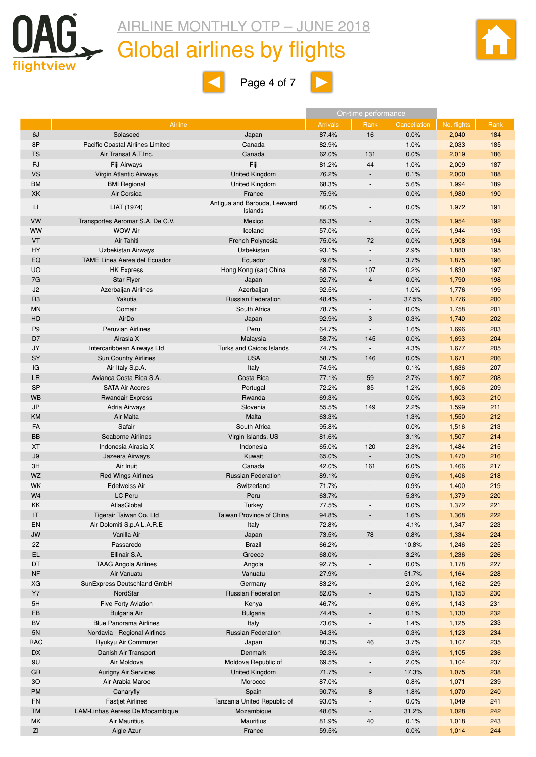# AIRLINE MONTHLY OTP – JUNE 2018

## Global airlines by flights

| | Airline | | On-time performance | | | | |
|---|---|---|---|---|---|---|---|
| | | | Arrivals | Rank | Cancellation | No. flights | Rank |
| 6J | Solaseed | Japan | 87.4% | 16 | 0.0% | 2,040 | 184 |
| 8P | Pacific Coastal Airlines Limited | Canada | 82.9% | - | 1.0% | 2,033 | 185 |
| TS | Air Transat A.T.Inc. | Canada | 62.0% | 131 | 0.0% | 2,019 | 186 |
| FJ | Fiji Airways | Fiji | 81.2% | 44 | 1.0% | 2,009 | 187 |
| VS | Virgin Atlantic Airways | United Kingdom | 76.2% | - | 0.1% | 2,000 | 188 |
| BM | BMI Regional | United Kingdom | 68.3% | - | 5.6% | 1,994 | 189 |
| XK | Air Corsica | France | 75.9% | - | 0.0% | 1,980 | 190 |
| LI | LIAT (1974) | Antigua and Barbuda, Leeward Islands | 86.0% | - | 0.0% | 1,972 | 191 |
| VW | Transportes Aeromar S.A. De C.V. | Mexico | 85.3% | - | 3.0% | 1,954 | 192 |
| WW | WOW Air | Iceland | 57.0% | - | 0.0% | 1,944 | 193 |
| VT | Air Tahiti | French Polynesia | 75.0% | 72 | 0.0% | 1,908 | 194 |
| HY | Uzbekistan Airways | Uzbekistan | 93.1% | - | 2.9% | 1,880 | 195 |
| EQ | TAME Linea Aerea del Ecuador | Ecuador | 79.6% | - | 3.7% | 1,875 | 196 |
| UO | HK Express | Hong Kong (sar) China | 68.7% | 107 | 0.2% | 1,830 | 197 |
| 7G | Star Flyer | Japan | 92.7% | 4 | 0.0% | 1,790 | 198 |
| J2 | Azerbaijan Airlines | Azerbaijan | 92.5% | - | 1.0% | 1,776 | 199 |
| R3 | Yakutia | Russian Federation | 48.4% | - | 37.5% | 1,776 | 200 |
| MN | Comair | South Africa | 78.7% | - | 0.0% | 1,758 | 201 |
| HD | AirDo | Japan | 92.9% | 3 | 0.3% | 1,740 | 202 |
| P9 | Peruvian Airlines | Peru | 64.7% | - | 1.6% | 1,696 | 203 |
| D7 | Airasia X | Malaysia | 58.7% | 145 | 0.0% | 1,693 | 204 |
| JY | Intercaribbean Airways Ltd | Turks and Caicos Islands | 74.7% | - | 4.3% | 1,677 | 205 |
| SY | Sun Country Airlines | USA | 58.7% | 146 | 0.0% | 1,671 | 206 |
| IG | Air Italy S.p.A. | Italy | 74.9% | - | 0.1% | 1,636 | 207 |
| LR | Avianca Costa Rica S.A. | Costa Rica | 77.1% | 59 | 2.7% | 1,607 | 208 |
| SP | SATA Air Acores | Portugal | 72.2% | 85 | 1.2% | 1,606 | 209 |
| WB | Rwandair Express | Rwanda | 69.3% | - | 0.0% | 1,603 | 210 |
| JP | Adria Airways | Slovenia | 55.5% | 149 | 2.2% | 1,599 | 211 |
| KM | Air Malta | Malta | 63.3% | - | 1.3% | 1,550 | 212 |
| FA | Safair | South Africa | 95.8% | - | 0.0% | 1,516 | 213 |
| BB | Seaborne Airlines | Virgin Islands, US | 81.6% | - | 3.1% | 1,507 | 214 |
| XT | Indonesia Airasia X | Indonesia | 65.0% | 120 | 2.3% | 1,484 | 215 |
| J9 | Jazeera Airways | Kuwait | 65.0% | - | 3.0% | 1,470 | 216 |
| 3H | Air Inuit | Canada | 42.0% | 161 | 6.0% | 1,466 | 217 |
| WZ | Red Wings Airlines | Russian Federation | 89.1% | - | 0.5% | 1,406 | 218 |
| WK | Edelweiss Air | Switzerland | 71.7% | - | 0.9% | 1,400 | 219 |
| W4 | LC Peru | Peru | 63.7% | - | 5.3% | 1,379 | 220 |
| KK | AtlasGlobal | Turkey | 77.5% | - | 0.0% | 1,372 | 221 |
| IT | Tigerair Taiwan Co. Ltd | Taiwan Province of China | 94.8% | - | 1.6% | 1,368 | 222 |
| EN | Air Dolomiti S.p.A L.A.R.E | Italy | 72.8% | - | 4.1% | 1,347 | 223 |
| JW | Vanilla Air | Japan | 73.5% | 78 | 0.8% | 1,334 | 224 |
| 2Z | Passaredo | Brazil | 66.2% | - | 10.8% | 1,246 | 225 |
| EL | Ellinair S.A. | Greece | 68.0% | - | 3.2% | 1,236 | 226 |
| DT | TAAG Angola Airlines | Angola | 92.7% | - | 0.0% | 1,178 | 227 |
| NF | Air Vanuatu | Vanuatu | 27.9% | - | 51.7% | 1,164 | 228 |
| XG | SunExpress Deutschland GmbH | Germany | 83.2% | - | 2.0% | 1,162 | 229 |
| Y7 | NordStar | Russian Federation | 82.0% | - | 0.5% | 1,153 | 230 |
| 5H | Five Forty Aviation | Kenya | 46.7% | - | 0.6% | 1,143 | 231 |
| FB | Bulgaria Air | Bulgaria | 74.4% | - | 0.1% | 1,130 | 232 |
| BV | Blue Panorama Airlines | Italy | 73.6% | - | 1.4% | 1,125 | 233 |
| 5N | Nordavia - Regional Airlines | Russian Federation | 94.3% | - | 0.3% | 1,123 | 234 |
| RAC | Ryukyu Air Commuter | Japan | 80.3% | 46 | 3.7% | 1,107 | 235 |
| DX | Danish Air Transport | Denmark | 92.3% | - | 0.3% | 1,105 | 236 |
| 9U | Air Moldova | Moldova Republic of | 69.5% | - | 2.0% | 1,104 | 237 |
| GR | Aurigny Air Services | United Kingdom | 71.7% | - | 17.3% | 1,075 | 238 |
| 3O | Air Arabia Maroc | Morocco | 87.0% | - | 0.8% | 1,071 | 239 |
| PM | Canaryfly | Spain | 90.7% | 8 | 1.8% | 1,070 | 240 |
| FN | Fastjet Airlines | Tanzania United Republic of | 93.6% | - | 0.0% | 1,049 | 241 |
| TM | LAM-Linhas Aereas De Mocambique | Mozambique | 48.6% | - | 31.2% | 1,028 | 242 |
| MK | Air Mauritius | Mauritius | 81.9% | 40 | 0.1% | 1,018 | 243 |
| ZI | Aigle Azur | France | 59.5% | - | 0.0% | 1,014 | 244 |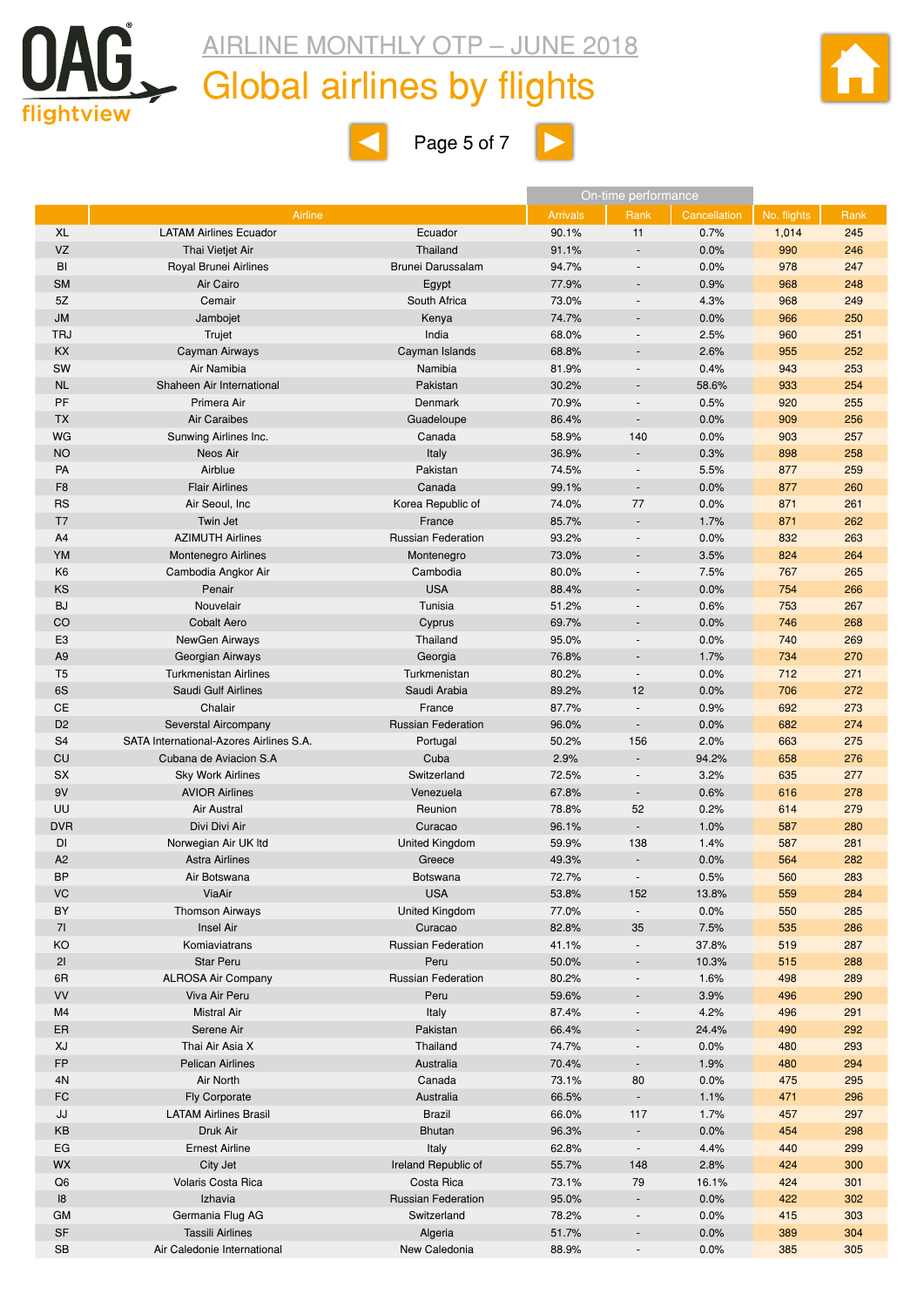# AIRLINE MONTHLY OTP – JUNE 2018

## Global airlines by flights

| | Airline | | On-time performance | | | No. flights | Rank |
|---|---|---|---|---|---|---|---|
| | | | Arrivals | Rank | Cancellation | | |
| XL | LATAM Airlines Ecuador | Ecuador | 90.1% | 11 | 0.7% | 1,014 | 245 |
| VZ | Thai Vietjet Air | Thailand | 91.1% | - | 0.0% | 990 | 246 |
| BI | Royal Brunei Airlines | Brunei Darussalam | 94.7% | - | 0.0% | 978 | 247 |
| SM | Air Cairo | Egypt | 77.9% | - | 0.9% | 968 | 248 |
| 5Z | Cemair | South Africa | 73.0% | - | 4.3% | 968 | 249 |
| JM | Jambojet | Kenya | 74.7% | - | 0.0% | 966 | 250 |
| TRJ | Trujet | India | 68.0% | - | 2.5% | 960 | 251 |
| KX | Cayman Airways | Cayman Islands | 68.8% | - | 2.6% | 955 | 252 |
| SW | Air Namibia | Namibia | 81.9% | - | 0.4% | 943 | 253 |
| NL | Shaheen Air International | Pakistan | 30.2% | - | 58.6% | 933 | 254 |
| PF | Primera Air | Denmark | 70.9% | - | 0.5% | 920 | 255 |
| TX | Air Caraibes | Guadeloupe | 86.4% | - | 0.0% | 909 | 256 |
| WG | Sunwing Airlines Inc. | Canada | 58.9% | 140 | 0.0% | 903 | 257 |
| NO | Neos Air | Italy | 36.9% | - | 0.3% | 898 | 258 |
| PA | Airblue | Pakistan | 74.5% | - | 5.5% | 877 | 259 |
| F8 | Flair Airlines | Canada | 99.1% | - | 0.0% | 877 | 260 |
| RS | Air Seoul, Inc | Korea Republic of | 74.0% | 77 | 0.0% | 871 | 261 |
| T7 | Twin Jet | France | 85.7% | - | 1.7% | 871 | 262 |
| A4 | AZIMUTH Airlines | Russian Federation | 93.2% | - | 0.0% | 832 | 263 |
| YM | Montenegro Airlines | Montenegro | 73.0% | - | 3.5% | 824 | 264 |
| K6 | Cambodia Angkor Air | Cambodia | 80.0% | - | 7.5% | 767 | 265 |
| KS | Penair | USA | 88.4% | - | 0.0% | 754 | 266 |
| BJ | Nouvelair | Tunisia | 51.2% | - | 0.6% | 753 | 267 |
| CO | Cobalt Aero | Cyprus | 69.7% | - | 0.0% | 746 | 268 |
| E3 | NewGen Airways | Thailand | 95.0% | - | 0.0% | 740 | 269 |
| A9 | Georgian Airways | Georgia | 76.8% | - | 1.7% | 734 | 270 |
| T5 | Turkmenistan Airlines | Turkmenistan | 80.2% | - | 0.0% | 712 | 271 |
| 6S | Saudi Gulf Airlines | Saudi Arabia | 89.2% | 12 | 0.0% | 706 | 272 |
| CE | Chalair | France | 87.7% | - | 0.9% | 692 | 273 |
| D2 | Severstal Aircompany | Russian Federation | 96.0% | - | 0.0% | 682 | 274 |
| S4 | SATA International-Azores Airlines S.A. | Portugal | 50.2% | 156 | 2.0% | 663 | 275 |
| CU | Cubana de Aviacion S.A | Cuba | 2.9% | - | 94.2% | 658 | 276 |
| SX | Sky Work Airlines | Switzerland | 72.5% | - | 3.2% | 635 | 277 |
| 9V | AVIOR Airlines | Venezuela | 67.8% | - | 0.6% | 616 | 278 |
| UU | Air Austral | Reunion | 78.8% | 52 | 0.2% | 614 | 279 |
| DVR | Divi Divi Air | Curacao | 96.1% | - | 1.0% | 587 | 280 |
| DI | Norwegian Air UK ltd | United Kingdom | 59.9% | 138 | 1.4% | 587 | 281 |
| A2 | Astra Airlines | Greece | 49.3% | - | 0.0% | 564 | 282 |
| BP | Air Botswana | Botswana | 72.7% | - | 0.5% | 560 | 283 |
| VC | ViaAir | USA | 53.8% | 152 | 13.8% | 559 | 284 |
| BY | Thomson Airways | United Kingdom | 77.0% | - | 0.0% | 550 | 285 |
| 7I | Insel Air | Curacao | 82.8% | 35 | 7.5% | 535 | 286 |
| KO | Komiaviatrans | Russian Federation | 41.1% | - | 37.8% | 519 | 287 |
| 2I | Star Peru | Peru | 50.0% | - | 10.3% | 515 | 288 |
| 6R | ALROSA Air Company | Russian Federation | 80.2% | - | 1.6% | 498 | 289 |
| VV | Viva Air Peru | Peru | 59.6% | - | 3.9% | 496 | 290 |
| M4 | Mistral Air | Italy | 87.4% | - | 4.2% | 496 | 291 |
| ER | Serene Air | Pakistan | 66.4% | - | 24.4% | 490 | 292 |
| XJ | Thai Air Asia X | Thailand | 74.7% | - | 0.0% | 480 | 293 |
| FP | Pelican Airlines | Australia | 70.4% | - | 1.9% | 480 | 294 |
| 4N | Air North | Canada | 73.1% | 80 | 0.0% | 475 | 295 |
| FC | Fly Corporate | Australia | 66.5% | - | 1.1% | 471 | 296 |
| JJ | LATAM Airlines Brasil | Brazil | 66.0% | 117 | 1.7% | 457 | 297 |
| KB | Druk Air | Bhutan | 96.3% | - | 0.0% | 454 | 298 |
| EG | Ernest Airline | Italy | 62.8% | - | 4.4% | 440 | 299 |
| WX | City Jet | Ireland Republic of | 55.7% | 148 | 2.8% | 424 | 300 |
| Q6 | Volaris Costa Rica | Costa Rica | 73.1% | 79 | 16.1% | 424 | 301 |
| I8 | Izhavia | Russian Federation | 95.0% | - | 0.0% | 422 | 302 |
| GM | Germania Flug AG | Switzerland | 78.2% | - | 0.0% | 415 | 303 |
| SF | Tassili Airlines | Algeria | 51.7% | - | 0.0% | 389 | 304 |
| SB | Air Caledonie International | New Caledonia | 88.9% | - | 0.0% | 385 | 305 |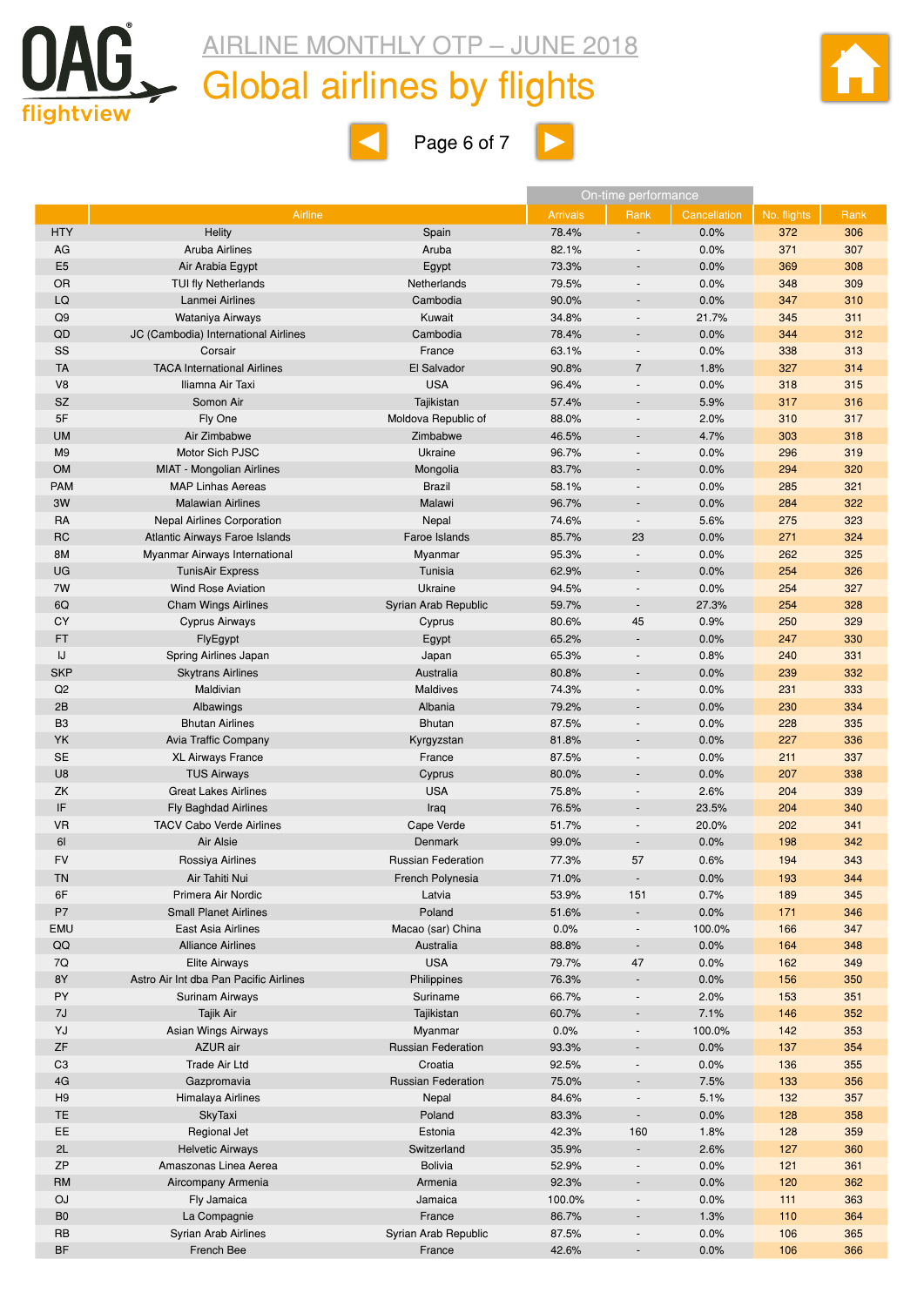# AIRLINE MONTHLY OTP – JUNE 2018

## Global airlines by flights

| | Airline | | On-time performance | | | | |
|---|---|---|---|---|---|---|---|
| | | | Arrivals | Rank | Cancellation | No. flights | Rank |
| HTY | Helity | Spain | 78.4% | - | 0.0% | 372 | 306 |
| AG | Aruba Airlines | Aruba | 82.1% | - | 0.0% | 371 | 307 |
| E5 | Air Arabia Egypt | Egypt | 73.3% | - | 0.0% | 369 | 308 |
| OR | TUI fly Netherlands | Netherlands | 79.5% | - | 0.0% | 348 | 309 |
| LQ | Lanmei Airlines | Cambodia | 90.0% | - | 0.0% | 347 | 310 |
| Q9 | Wataniya Airways | Kuwait | 34.8% | - | 21.7% | 345 | 311 |
| QD | JC (Cambodia) International Airlines | Cambodia | 78.4% | - | 0.0% | 344 | 312 |
| SS | Corsair | France | 63.1% | - | 0.0% | 338 | 313 |
| TA | TACA International Airlines | El Salvador | 90.8% | 7 | 1.8% | 327 | 314 |
| V8 | Iliamna Air Taxi | USA | 96.4% | - | 0.0% | 318 | 315 |
| SZ | Somon Air | Tajikistan | 57.4% | - | 5.9% | 317 | 316 |
| 5F | Fly One | Moldova Republic of | 88.0% | - | 2.0% | 310 | 317 |
| UM | Air Zimbabwe | Zimbabwe | 46.5% | - | 4.7% | 303 | 318 |
| M9 | Motor Sich PJSC | Ukraine | 96.7% | - | 0.0% | 296 | 319 |
| OM | MIAT - Mongolian Airlines | Mongolia | 83.7% | - | 0.0% | 294 | 320 |
| PAM | MAP Linhas Aereas | Brazil | 58.1% | - | 0.0% | 285 | 321 |
| 3W | Malawian Airlines | Malawi | 96.7% | - | 0.0% | 284 | 322 |
| RA | Nepal Airlines Corporation | Nepal | 74.6% | - | 5.6% | 275 | 323 |
| RC | Atlantic Airways Faroe Islands | Faroe Islands | 85.7% | 23 | 0.0% | 271 | 324 |
| 8M | Myanmar Airways International | Myanmar | 95.3% | - | 0.0% | 262 | 325 |
| UG | TunisAir Express | Tunisia | 62.9% | - | 0.0% | 254 | 326 |
| 7W | Wind Rose Aviation | Ukraine | 94.5% | - | 0.0% | 254 | 327 |
| 6Q | Cham Wings Airlines | Syrian Arab Republic | 59.7% | - | 27.3% | 254 | 328 |
| CY | Cyprus Airways | Cyprus | 80.6% | 45 | 0.9% | 250 | 329 |
| FT | FlyEgypt | Egypt | 65.2% | - | 0.0% | 247 | 330 |
| IJ | Spring Airlines Japan | Japan | 65.3% | - | 0.8% | 240 | 331 |
| SKP | Skytrans Airlines | Australia | 80.8% | - | 0.0% | 239 | 332 |
| Q2 | Maldivian | Maldives | 74.3% | - | 0.0% | 231 | 333 |
| 2B | Albawings | Albania | 79.2% | - | 0.0% | 230 | 334 |
| B3 | Bhutan Airlines | Bhutan | 87.5% | - | 0.0% | 228 | 335 |
| YK | Avia Traffic Company | Kyrgyzstan | 81.8% | - | 0.0% | 227 | 336 |
| SE | XL Airways France | France | 87.5% | - | 0.0% | 211 | 337 |
| U8 | TUS Airways | Cyprus | 80.0% | - | 0.0% | 207 | 338 |
| ZK | Great Lakes Airlines | USA | 75.8% | - | 2.6% | 204 | 339 |
| IF | Fly Baghdad Airlines | Iraq | 76.5% | - | 23.5% | 204 | 340 |
| VR | TACV Cabo Verde Airlines | Cape Verde | 51.7% | - | 20.0% | 202 | 341 |
| 6I | Air Alsie | Denmark | 99.0% | - | 0.0% | 198 | 342 |
| FV | Rossiya Airlines | Russian Federation | 77.3% | 57 | 0.6% | 194 | 343 |
| TN | Air Tahiti Nui | French Polynesia | 71.0% | - | 0.0% | 193 | 344 |
| 6F | Primera Air Nordic | Latvia | 53.9% | 151 | 0.7% | 189 | 345 |
| P7 | Small Planet Airlines | Poland | 51.6% | - | 0.0% | 171 | 346 |
| EMU | East Asia Airlines | Macao (sar) China | 0.0% | - | 100.0% | 166 | 347 |
| QQ | Alliance Airlines | Australia | 88.8% | - | 0.0% | 164 | 348 |
| 7Q | Elite Airways | USA | 79.7% | 47 | 0.0% | 162 | 349 |
| 8Y | Astro Air Int dba Pan Pacific Airlines | Philippines | 76.3% | - | 0.0% | 156 | 350 |
| PY | Surinam Airways | Suriname | 66.7% | - | 2.0% | 153 | 351 |
| 7J | Tajik Air | Tajikistan | 60.7% | - | 7.1% | 146 | 352 |
| YJ | Asian Wings Airways | Myanmar | 0.0% | - | 100.0% | 142 | 353 |
| ZF | AZUR air | Russian Federation | 93.3% | - | 0.0% | 137 | 354 |
| C3 | Trade Air Ltd | Croatia | 92.5% | - | 0.0% | 136 | 355 |
| 4G | Gazpromavia | Russian Federation | 75.0% | - | 7.5% | 133 | 356 |
| H9 | Himalaya Airlines | Nepal | 84.6% | - | 5.1% | 132 | 357 |
| TE | SkyTaxi | Poland | 83.3% | - | 0.0% | 128 | 358 |
| EE | Regional Jet | Estonia | 42.3% | 160 | 1.8% | 128 | 359 |
| 2L | Helvetic Airways | Switzerland | 35.9% | - | 2.6% | 127 | 360 |
| ZP | Amaszonas Linea Aerea | Bolivia | 52.9% | - | 0.0% | 121 | 361 |
| RM | Aircompany Armenia | Armenia | 92.3% | - | 0.0% | 120 | 362 |
| OJ | Fly Jamaica | Jamaica | 100.0% | - | 0.0% | 111 | 363 |
| B0 | La Compagnie | France | 86.7% | - | 1.3% | 110 | 364 |
| RB | Syrian Arab Airlines | Syrian Arab Republic | 87.5% | - | 0.0% | 106 | 365 |
| BF | French Bee | France | 42.6% | - | 0.0% | 106 | 366 |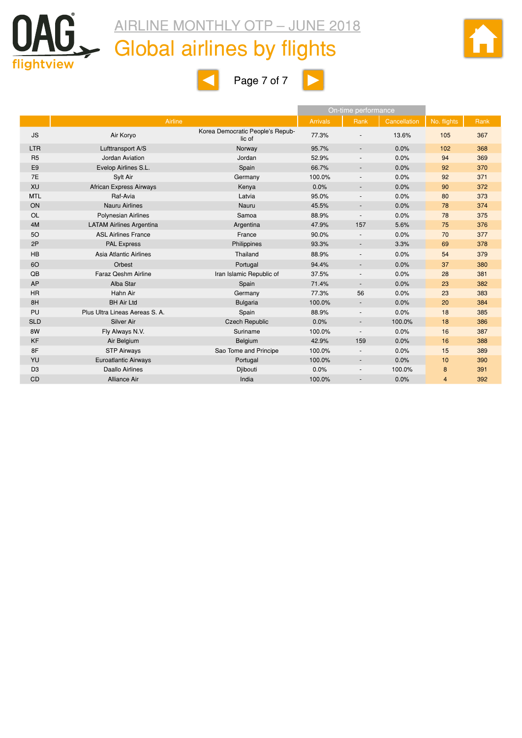# AIRLINE MONTHLY OTP – JUNE 2018

## Global airlines by flights

|  | Airline |  | On-time performance |  |  |  |  |
|---|---|---|---|---|---|---|---|
|  |  |  | Arrivals | Rank | Cancellation | No. flights | Rank |
| JS | Air Koryo | Korea Democratic People's Republic of | 77.3% | - | 13.6% | 105 | 367 |
| LTR | Lufttransport A/S | Norway | 95.7% | - | 0.0% | 102 | 368 |
| R5 | Jordan Aviation | Jordan | 52.9% | - | 0.0% | 94 | 369 |
| E9 | Evelop Airlines S.L. | Spain | 66.7% | - | 0.0% | 92 | 370 |
| 7E | Sylt Air | Germany | 100.0% | - | 0.0% | 92 | 371 |
| XU | African Express Airways | Kenya | 0.0% | - | 0.0% | 90 | 372 |
| MTL | Raf-Avia | Latvia | 95.0% | - | 0.0% | 80 | 373 |
| ON | Nauru Airlines | Nauru | 45.5% | - | 0.0% | 78 | 374 |
| OL | Polynesian Airlines | Samoa | 88.9% | - | 0.0% | 78 | 375 |
| 4M | LATAM Airlines Argentina | Argentina | 47.9% | 157 | 5.6% | 75 | 376 |
| 5O | ASL Airlines France | France | 90.0% | - | 0.0% | 70 | 377 |
| 2P | PAL Express | Philippines | 93.3% | - | 3.3% | 69 | 378 |
| HB | Asia Atlantic Airlines | Thailand | 88.9% | - | 0.0% | 54 | 379 |
| 6O | Orbest | Portugal | 94.4% | - | 0.0% | 37 | 380 |
| QB | Faraz Qeshm Airline | Iran Islamic Republic of | 37.5% | - | 0.0% | 28 | 381 |
| AP | Alba Star | Spain | 71.4% | - | 0.0% | 23 | 382 |
| HR | Hahn Air | Germany | 77.3% | 56 | 0.0% | 23 | 383 |
| 8H | BH Air Ltd | Bulgaria | 100.0% | - | 0.0% | 20 | 384 |
| PU | Plus Ultra Lineas Aereas S. A. | Spain | 88.9% | - | 0.0% | 18 | 385 |
| SLD | Silver Air | Czech Republic | 0.0% | - | 100.0% | 18 | 386 |
| 8W | Fly Always N.V. | Suriname | 100.0% | - | 0.0% | 16 | 387 |
| KF | Air Belgium | Belgium | 42.9% | 159 | 0.0% | 16 | 388 |
| 8F | STP Airways | Sao Tome and Principe | 100.0% | - | 0.0% | 15 | 389 |
| YU | Euroatlantic Airways | Portugal | 100.0% | - | 0.0% | 10 | 390 |
| D3 | Daallo Airlines | Djibouti | 0.0% | - | 100.0% | 8 | 391 |
| CD | Alliance Air | India | 100.0% | - | 0.0% | 4 | 392 |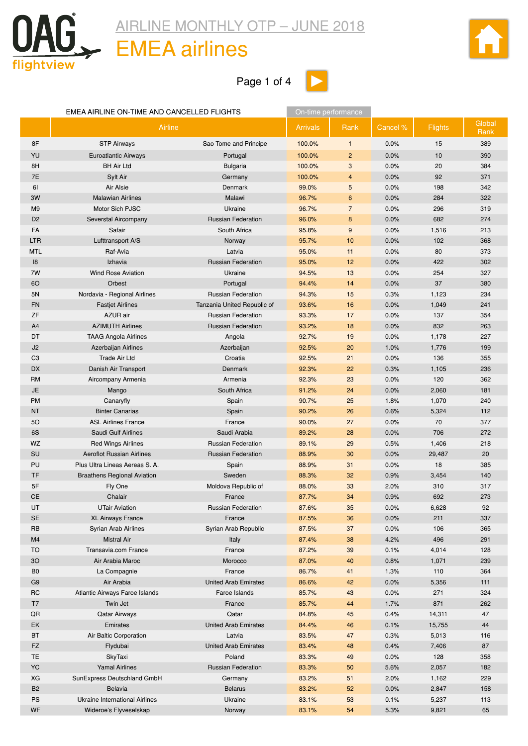# AIRLINE MONTHLY OTP – JUNE 2018

## EMEA airlines

EMEA AIRLINE ON-TIME AND CANCELLED FLIGHTS

| | Airline | | On-time performance | | | | |
|---|---|---|---|---|---|---|---|
| | | | Arrivals | Rank | Cancel % | Flights | Global Rank |
| 8F | STP Airways | Sao Tome and Principe | 100.0% | 1 | 0.0% | 15 | 389 |
| YU | Euroatlantic Airways | Portugal | 100.0% | 2 | 0.0% | 10 | 390 |
| 8H | BH Air Ltd | Bulgaria | 100.0% | 3 | 0.0% | 20 | 384 |
| 7E | Sylt Air | Germany | 100.0% | 4 | 0.0% | 92 | 371 |
| 6I | Air Alsie | Denmark | 99.0% | 5 | 0.0% | 198 | 342 |
| 3W | Malawian Airlines | Malawi | 96.7% | 6 | 0.0% | 284 | 322 |
| M9 | Motor Sich PJSC | Ukraine | 96.7% | 7 | 0.0% | 296 | 319 |
| D2 | Severstal Aircompany | Russian Federation | 96.0% | 8 | 0.0% | 682 | 274 |
| FA | Safair | South Africa | 95.8% | 9 | 0.0% | 1,516 | 213 |
| LTR | Lufttransport A/S | Norway | 95.7% | 10 | 0.0% | 102 | 368 |
| MTL | Raf-Avia | Latvia | 95.0% | 11 | 0.0% | 80 | 373 |
| I8 | Izhavia | Russian Federation | 95.0% | 12 | 0.0% | 422 | 302 |
| 7W | Wind Rose Aviation | Ukraine | 94.5% | 13 | 0.0% | 254 | 327 |
| 6O | Orbest | Portugal | 94.4% | 14 | 0.0% | 37 | 380 |
| 5N | Nordavia - Regional Airlines | Russian Federation | 94.3% | 15 | 0.3% | 1,123 | 234 |
| FN | Fastjet Airlines | Tanzania United Republic of | 93.6% | 16 | 0.0% | 1,049 | 241 |
| ZF | AZUR air | Russian Federation | 93.3% | 17 | 0.0% | 137 | 354 |
| A4 | AZIMUTH Airlines | Russian Federation | 93.2% | 18 | 0.0% | 832 | 263 |
| DT | TAAG Angola Airlines | Angola | 92.7% | 19 | 0.0% | 1,178 | 227 |
| J2 | Azerbaijan Airlines | Azerbaijan | 92.5% | 20 | 1.0% | 1,776 | 199 |
| C3 | Trade Air Ltd | Croatia | 92.5% | 21 | 0.0% | 136 | 355 |
| DX | Danish Air Transport | Denmark | 92.3% | 22 | 0.3% | 1,105 | 236 |
| RM | Aircompany Armenia | Armenia | 92.3% | 23 | 0.0% | 120 | 362 |
| JE | Mango | South Africa | 91.2% | 24 | 0.0% | 2,060 | 181 |
| PM | Canaryfly | Spain | 90.7% | 25 | 1.8% | 1,070 | 240 |
| NT | Binter Canarias | Spain | 90.2% | 26 | 0.6% | 5,324 | 112 |
| 5O | ASL Airlines France | France | 90.0% | 27 | 0.0% | 70 | 377 |
| 6S | Saudi Gulf Airlines | Saudi Arabia | 89.2% | 28 | 0.0% | 706 | 272 |
| WZ | Red Wings Airlines | Russian Federation | 89.1% | 29 | 0.5% | 1,406 | 218 |
| SU | Aeroflot Russian Airlines | Russian Federation | 88.9% | 30 | 0.0% | 29,487 | 20 |
| PU | Plus Ultra Lineas Aereas S. A. | Spain | 88.9% | 31 | 0.0% | 18 | 385 |
| TF | Braathens Regional Aviation | Sweden | 88.3% | 32 | 0.9% | 3,454 | 140 |
| 5F | Fly One | Moldova Republic of | 88.0% | 33 | 2.0% | 310 | 317 |
| CE | Chalair | France | 87.7% | 34 | 0.9% | 692 | 273 |
| UT | UTair Aviation | Russian Federation | 87.6% | 35 | 0.0% | 6,628 | 92 |
| SE | XL Airways France | France | 87.5% | 36 | 0.0% | 211 | 337 |
| RB | Syrian Arab Airlines | Syrian Arab Republic | 87.5% | 37 | 0.0% | 106 | 365 |
| M4 | Mistral Air | Italy | 87.4% | 38 | 4.2% | 496 | 291 |
| TO | Transavia.com France | France | 87.2% | 39 | 0.1% | 4,014 | 128 |
| 3O | Air Arabia Maroc | Morocco | 87.0% | 40 | 0.8% | 1,071 | 239 |
| B0 | La Compagnie | France | 86.7% | 41 | 1.3% | 110 | 364 |
| G9 | Air Arabia | United Arab Emirates | 86.6% | 42 | 0.0% | 5,356 | 111 |
| RC | Atlantic Airways Faroe Islands | Faroe Islands | 85.7% | 43 | 0.0% | 271 | 324 |
| T7 | Twin Jet | France | 85.7% | 44 | 1.7% | 871 | 262 |
| QR | Qatar Airways | Qatar | 84.8% | 45 | 0.4% | 14,311 | 47 |
| EK | Emirates | United Arab Emirates | 84.4% | 46 | 0.1% | 15,755 | 44 |
| BT | Air Baltic Corporation | Latvia | 83.5% | 47 | 0.3% | 5,013 | 116 |
| FZ | Flydubai | United Arab Emirates | 83.4% | 48 | 0.4% | 7,406 | 87 |
| TE | SkyTaxi | Poland | 83.3% | 49 | 0.0% | 128 | 358 |
| YC | Yamal Airlines | Russian Federation | 83.3% | 50 | 5.6% | 2,057 | 182 |
| XG | SunExpress Deutschland GmbH | Germany | 83.2% | 51 | 2.0% | 1,162 | 229 |
| B2 | Belavia | Belarus | 83.2% | 52 | 0.0% | 2,847 | 158 |
| PS | Ukraine International Airlines | Ukraine | 83.1% | 53 | 0.1% | 5,237 | 113 |
| WF | Wideroe's Flyveselskap | Norway | 83.1% | 54 | 5.3% | 9,821 | 65 |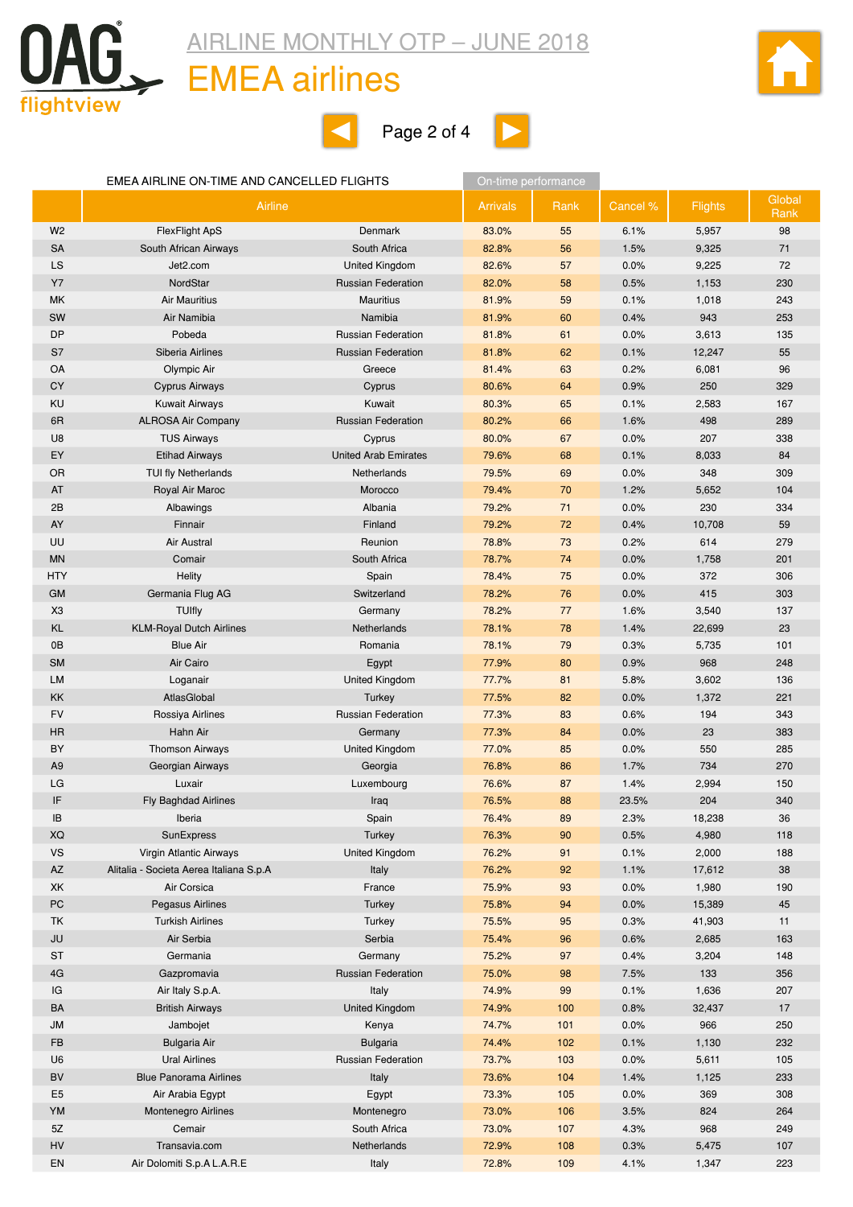# AIRLINE MONTHLY OTP – JUNE 2018

## EMEA airlines

EMEA AIRLINE ON-TIME AND CANCELLED FLIGHTS

| | Airline | | On-time performance | | | | |
|---|---|---|---|---|---|---|---|
| | | | Arrivals | Rank | Cancel % | Flights | Global Rank |
| W2 | FlexFlight ApS | Denmark | 83.0% | 55 | 6.1% | 5,957 | 98 |
| SA | South African Airways | South Africa | 82.8% | 56 | 1.5% | 9,325 | 71 |
| LS | Jet2.com | United Kingdom | 82.6% | 57 | 0.0% | 9,225 | 72 |
| Y7 | NordStar | Russian Federation | 82.0% | 58 | 0.5% | 1,153 | 230 |
| MK | Air Mauritius | Mauritius | 81.9% | 59 | 0.1% | 1,018 | 243 |
| SW | Air Namibia | Namibia | 81.9% | 60 | 0.4% | 943 | 253 |
| DP | Pobeda | Russian Federation | 81.8% | 61 | 0.0% | 3,613 | 135 |
| S7 | Siberia Airlines | Russian Federation | 81.8% | 62 | 0.1% | 12,247 | 55 |
| OA | Olympic Air | Greece | 81.4% | 63 | 0.2% | 6,081 | 96 |
| CY | Cyprus Airways | Cyprus | 80.6% | 64 | 0.9% | 250 | 329 |
| KU | Kuwait Airways | Kuwait | 80.3% | 65 | 0.1% | 2,583 | 167 |
| 6R | ALROSA Air Company | Russian Federation | 80.2% | 66 | 1.6% | 498 | 289 |
| U8 | TUS Airways | Cyprus | 80.0% | 67 | 0.0% | 207 | 338 |
| EY | Etihad Airways | United Arab Emirates | 79.6% | 68 | 0.1% | 8,033 | 84 |
| OR | TUI fly Netherlands | Netherlands | 79.5% | 69 | 0.0% | 348 | 309 |
| AT | Royal Air Maroc | Morocco | 79.4% | 70 | 1.2% | 5,652 | 104 |
| 2B | Albawings | Albania | 79.2% | 71 | 0.0% | 230 | 334 |
| AY | Finnair | Finland | 79.2% | 72 | 0.4% | 10,708 | 59 |
| UU | Air Austral | Reunion | 78.8% | 73 | 0.2% | 614 | 279 |
| MN | Comair | South Africa | 78.7% | 74 | 0.0% | 1,758 | 201 |
| HTY | Helity | Spain | 78.4% | 75 | 0.0% | 372 | 306 |
| GM | Germania Flug AG | Switzerland | 78.2% | 76 | 0.0% | 415 | 303 |
| X3 | TUIfly | Germany | 78.2% | 77 | 1.6% | 3,540 | 137 |
| KL | KLM-Royal Dutch Airlines | Netherlands | 78.1% | 78 | 1.4% | 22,699 | 23 |
| 0B | Blue Air | Romania | 78.1% | 79 | 0.3% | 5,735 | 101 |
| SM | Air Cairo | Egypt | 77.9% | 80 | 0.9% | 968 | 248 |
| LM | Loganair | United Kingdom | 77.7% | 81 | 5.8% | 3,602 | 136 |
| KK | AtlasGlobal | Turkey | 77.5% | 82 | 0.0% | 1,372 | 221 |
| FV | Rossiya Airlines | Russian Federation | 77.3% | 83 | 0.6% | 194 | 343 |
| HR | Hahn Air | Germany | 77.3% | 84 | 0.0% | 23 | 383 |
| BY | Thomson Airways | United Kingdom | 77.0% | 85 | 0.0% | 550 | 285 |
| A9 | Georgian Airways | Georgia | 76.8% | 86 | 1.7% | 734 | 270 |
| LG | Luxair | Luxembourg | 76.6% | 87 | 1.4% | 2,994 | 150 |
| IF | Fly Baghdad Airlines | Iraq | 76.5% | 88 | 23.5% | 204 | 340 |
| IB | Iberia | Spain | 76.4% | 89 | 2.3% | 18,238 | 36 |
| XQ | SunExpress | Turkey | 76.3% | 90 | 0.5% | 4,980 | 118 |
| VS | Virgin Atlantic Airways | United Kingdom | 76.2% | 91 | 0.1% | 2,000 | 188 |
| AZ | Alitalia - Societa Aerea Italiana S.p.A | Italy | 76.2% | 92 | 1.1% | 17,612 | 38 |
| XK | Air Corsica | France | 75.9% | 93 | 0.0% | 1,980 | 190 |
| PC | Pegasus Airlines | Turkey | 75.8% | 94 | 0.0% | 15,389 | 45 |
| TK | Turkish Airlines | Turkey | 75.5% | 95 | 0.3% | 41,903 | 11 |
| JU | Air Serbia | Serbia | 75.4% | 96 | 0.6% | 2,685 | 163 |
| ST | Germania | Germany | 75.2% | 97 | 0.4% | 3,204 | 148 |
| 4G | Gazpromavia | Russian Federation | 75.0% | 98 | 7.5% | 133 | 356 |
| IG | Air Italy S.p.A. | Italy | 74.9% | 99 | 0.1% | 1,636 | 207 |
| BA | British Airways | United Kingdom | 74.9% | 100 | 0.8% | 32,437 | 17 |
| JM | Jambojet | Kenya | 74.7% | 101 | 0.0% | 966 | 250 |
| FB | Bulgaria Air | Bulgaria | 74.4% | 102 | 0.1% | 1,130 | 232 |
| U6 | Ural Airlines | Russian Federation | 73.7% | 103 | 0.0% | 5,611 | 105 |
| BV | Blue Panorama Airlines | Italy | 73.6% | 104 | 1.4% | 1,125 | 233 |
| E5 | Air Arabia Egypt | Egypt | 73.3% | 105 | 0.0% | 369 | 308 |
| YM | Montenegro Airlines | Montenegro | 73.0% | 106 | 3.5% | 824 | 264 |
| 5Z | Cemair | South Africa | 73.0% | 107 | 4.3% | 968 | 249 |
| HV | Transavia.com | Netherlands | 72.9% | 108 | 0.3% | 5,475 | 107 |
| EN | Air Dolomiti S.p.A L.A.R.E | Italy | 72.8% | 109 | 4.1% | 1,347 | 223 |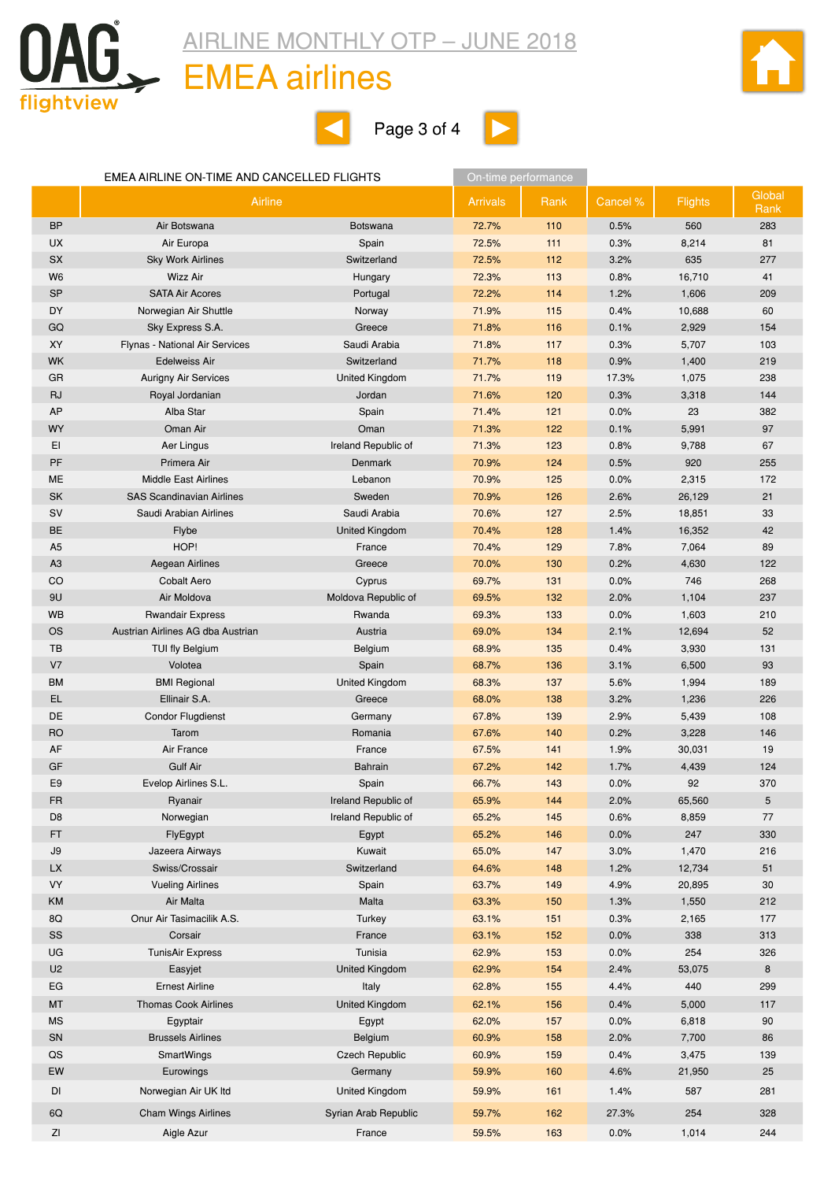# AIRLINE MONTHLY OTP – JUNE 2018

## EMEA airlines

EMEA AIRLINE ON-TIME AND CANCELLED FLIGHTS

| | Airline | | On-time performance | | | | |
|---|---|---|---|---|---|---|---|
| | Airline | | Arrivals | Rank | Cancel % | Flights | Global Rank |
| BP | Air Botswana | Botswana | 72.7% | 110 | 0.5% | 560 | 283 |
| UX | Air Europa | Spain | 72.5% | 111 | 0.3% | 8,214 | 81 |
| SX | Sky Work Airlines | Switzerland | 72.5% | 112 | 3.2% | 635 | 277 |
| W6 | Wizz Air | Hungary | 72.3% | 113 | 0.8% | 16,710 | 41 |
| SP | SATA Air Acores | Portugal | 72.2% | 114 | 1.2% | 1,606 | 209 |
| DY | Norwegian Air Shuttle | Norway | 71.9% | 115 | 0.4% | 10,688 | 60 |
| GQ | Sky Express S.A. | Greece | 71.8% | 116 | 0.1% | 2,929 | 154 |
| XY | Flynas - National Air Services | Saudi Arabia | 71.8% | 117 | 0.3% | 5,707 | 103 |
| WK | Edelweiss Air | Switzerland | 71.7% | 118 | 0.9% | 1,400 | 219 |
| GR | Aurigny Air Services | United Kingdom | 71.7% | 119 | 17.3% | 1,075 | 238 |
| RJ | Royal Jordanian | Jordan | 71.6% | 120 | 0.3% | 3,318 | 144 |
| AP | Alba Star | Spain | 71.4% | 121 | 0.0% | 23 | 382 |
| WY | Oman Air | Oman | 71.3% | 122 | 0.1% | 5,991 | 97 |
| EI | Aer Lingus | Ireland Republic of | 71.3% | 123 | 0.8% | 9,788 | 67 |
| PF | Primera Air | Denmark | 70.9% | 124 | 0.5% | 920 | 255 |
| ME | Middle East Airlines | Lebanon | 70.9% | 125 | 0.0% | 2,315 | 172 |
| SK | SAS Scandinavian Airlines | Sweden | 70.9% | 126 | 2.6% | 26,129 | 21 |
| SV | Saudi Arabian Airlines | Saudi Arabia | 70.6% | 127 | 2.5% | 18,851 | 33 |
| BE | Flybe | United Kingdom | 70.4% | 128 | 1.4% | 16,352 | 42 |
| A5 | HOP! | France | 70.4% | 129 | 7.8% | 7,064 | 89 |
| A3 | Aegean Airlines | Greece | 70.0% | 130 | 0.2% | 4,630 | 122 |
| CO | Cobalt Aero | Cyprus | 69.7% | 131 | 0.0% | 746 | 268 |
| 9U | Air Moldova | Moldova Republic of | 69.5% | 132 | 2.0% | 1,104 | 237 |
| WB | Rwandair Express | Rwanda | 69.3% | 133 | 0.0% | 1,603 | 210 |
| OS | Austrian Airlines AG dba Austrian | Austria | 69.0% | 134 | 2.1% | 12,694 | 52 |
| TB | TUI fly Belgium | Belgium | 68.9% | 135 | 0.4% | 3,930 | 131 |
| V7 | Volotea | Spain | 68.7% | 136 | 3.1% | 6,500 | 93 |
| BM | BMI Regional | United Kingdom | 68.3% | 137 | 5.6% | 1,994 | 189 |
| EL | Ellinair S.A. | Greece | 68.0% | 138 | 3.2% | 1,236 | 226 |
| DE | Condor Flugdienst | Germany | 67.8% | 139 | 2.9% | 5,439 | 108 |
| RO | Tarom | Romania | 67.6% | 140 | 0.2% | 3,228 | 146 |
| AF | Air France | France | 67.5% | 141 | 1.9% | 30,031 | 19 |
| GF | Gulf Air | Bahrain | 67.2% | 142 | 1.7% | 4,439 | 124 |
| E9 | Evelop Airlines S.L. | Spain | 66.7% | 143 | 0.0% | 92 | 370 |
| FR | Ryanair | Ireland Republic of | 65.9% | 144 | 2.0% | 65,560 | 5 |
| D8 | Norwegian | Ireland Republic of | 65.2% | 145 | 0.6% | 8,859 | 77 |
| FT | FlyEgypt | Egypt | 65.2% | 146 | 0.0% | 247 | 330 |
| J9 | Jazeera Airways | Kuwait | 65.0% | 147 | 3.0% | 1,470 | 216 |
| LX | Swiss/Crossair | Switzerland | 64.6% | 148 | 1.2% | 12,734 | 51 |
| VY | Vueling Airlines | Spain | 63.7% | 149 | 4.9% | 20,895 | 30 |
| KM | Air Malta | Malta | 63.3% | 150 | 1.3% | 1,550 | 212 |
| 8Q | Onur Air Tasimacilik A.S. | Turkey | 63.1% | 151 | 0.3% | 2,165 | 177 |
| SS | Corsair | France | 63.1% | 152 | 0.0% | 338 | 313 |
| UG | TunisAir Express | Tunisia | 62.9% | 153 | 0.0% | 254 | 326 |
| U2 | Easyjet | United Kingdom | 62.9% | 154 | 2.4% | 53,075 | 8 |
| EG | Ernest Airline | Italy | 62.8% | 155 | 4.4% | 440 | 299 |
| MT | Thomas Cook Airlines | United Kingdom | 62.1% | 156 | 0.4% | 5,000 | 117 |
| MS | Egyptair | Egypt | 62.0% | 157 | 0.0% | 6,818 | 90 |
| SN | Brussels Airlines | Belgium | 60.9% | 158 | 2.0% | 7,700 | 86 |
| QS | SmartWings | Czech Republic | 60.9% | 159 | 0.4% | 3,475 | 139 |
| EW | Eurowings | Germany | 59.9% | 160 | 4.6% | 21,950 | 25 |
| DI | Norwegian Air UK ltd | United Kingdom | 59.9% | 161 | 1.4% | 587 | 281 |
| 6Q | Cham Wings Airlines | Syrian Arab Republic | 59.7% | 162 | 27.3% | 254 | 328 |
| ZI | Aigle Azur | France | 59.5% | 163 | 0.0% | 1,014 | 244 |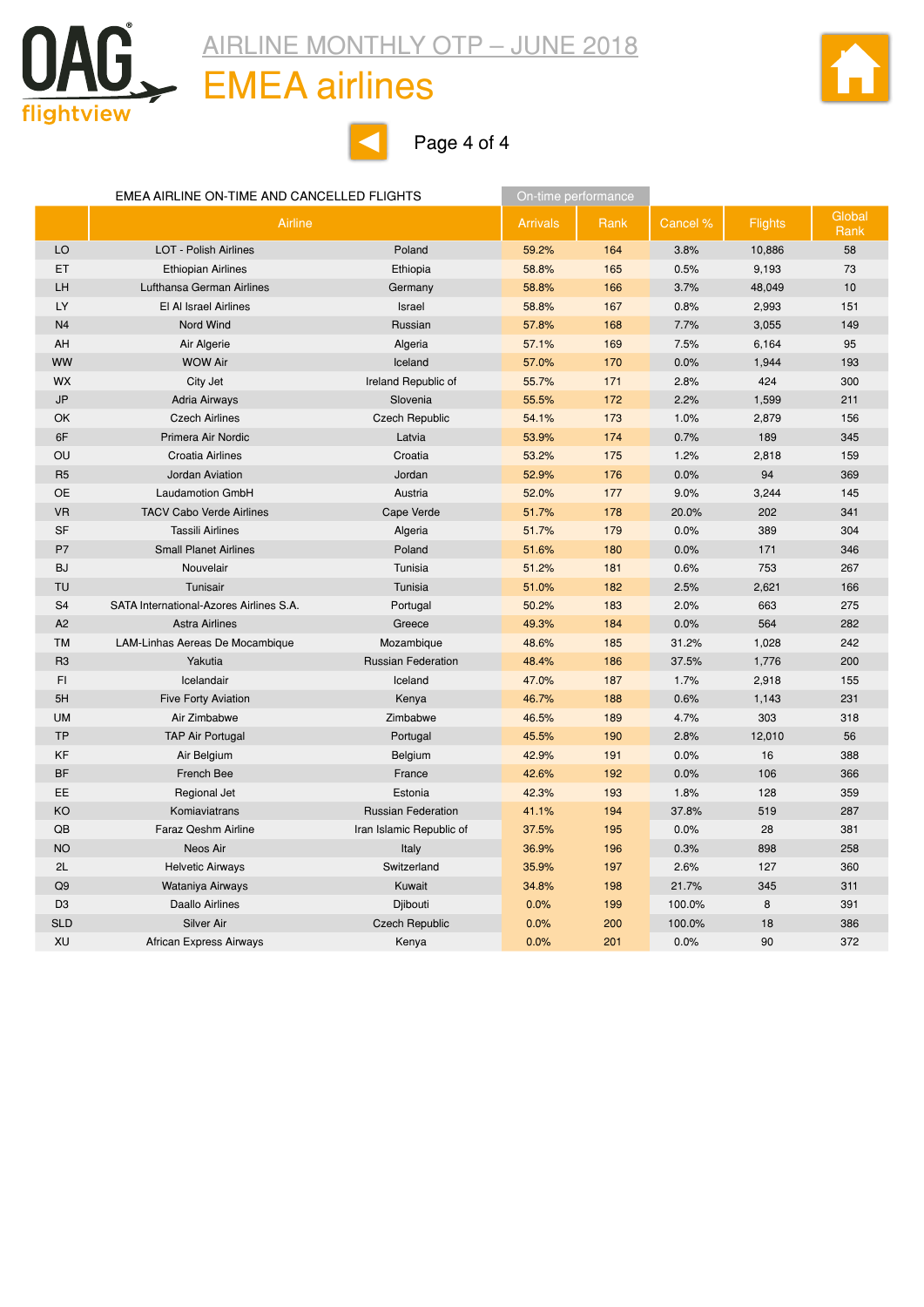# AIRLINE MONTHLY OTP – JUNE 2018

## EMEA airlines

EMEA AIRLINE ON-TIME AND CANCELLED FLIGHTS

| | Airline | | On-time performance Arrivals | Rank | Cancel % | Flights | Global Rank |
|---|---|---|---|---|---|---|---|
| LO | LOT - Polish Airlines | Poland | 59.2% | 164 | 3.8% | 10,886 | 58 |
| ET | Ethiopian Airlines | Ethiopia | 58.8% | 165 | 0.5% | 9,193 | 73 |
| LH | Lufthansa German Airlines | Germany | 58.8% | 166 | 3.7% | 48,049 | 10 |
| LY | El Al Israel Airlines | Israel | 58.8% | 167 | 0.8% | 2,993 | 151 |
| N4 | Nord Wind | Russian | 57.8% | 168 | 7.7% | 3,055 | 149 |
| AH | Air Algerie | Algeria | 57.1% | 169 | 7.5% | 6,164 | 95 |
| WW | WOW Air | Iceland | 57.0% | 170 | 0.0% | 1,944 | 193 |
| WX | City Jet | Ireland Republic of | 55.7% | 171 | 2.8% | 424 | 300 |
| JP | Adria Airways | Slovenia | 55.5% | 172 | 2.2% | 1,599 | 211 |
| OK | Czech Airlines | Czech Republic | 54.1% | 173 | 1.0% | 2,879 | 156 |
| 6F | Primera Air Nordic | Latvia | 53.9% | 174 | 0.7% | 189 | 345 |
| OU | Croatia Airlines | Croatia | 53.2% | 175 | 1.2% | 2,818 | 159 |
| R5 | Jordan Aviation | Jordan | 52.9% | 176 | 0.0% | 94 | 369 |
| OE | Laudamotion GmbH | Austria | 52.0% | 177 | 9.0% | 3,244 | 145 |
| VR | TACV Cabo Verde Airlines | Cape Verde | 51.7% | 178 | 20.0% | 202 | 341 |
| SF | Tassili Airlines | Algeria | 51.7% | 179 | 0.0% | 389 | 304 |
| P7 | Small Planet Airlines | Poland | 51.6% | 180 | 0.0% | 171 | 346 |
| BJ | Nouvelair | Tunisia | 51.2% | 181 | 0.6% | 753 | 267 |
| TU | Tunisair | Tunisia | 51.0% | 182 | 2.5% | 2,621 | 166 |
| S4 | SATA International-Azores Airlines S.A. | Portugal | 50.2% | 183 | 2.0% | 663 | 275 |
| A2 | Astra Airlines | Greece | 49.3% | 184 | 0.0% | 564 | 282 |
| TM | LAM-Linhas Aereas De Mocambique | Mozambique | 48.6% | 185 | 31.2% | 1,028 | 242 |
| R3 | Yakutia | Russian Federation | 48.4% | 186 | 37.5% | 1,776 | 200 |
| FI | Icelandair | Iceland | 47.0% | 187 | 1.7% | 2,918 | 155 |
| 5H | Five Forty Aviation | Kenya | 46.7% | 188 | 0.6% | 1,143 | 231 |
| UM | Air Zimbabwe | Zimbabwe | 46.5% | 189 | 4.7% | 303 | 318 |
| TP | TAP Air Portugal | Portugal | 45.5% | 190 | 2.8% | 12,010 | 56 |
| KF | Air Belgium | Belgium | 42.9% | 191 | 0.0% | 16 | 388 |
| BF | French Bee | France | 42.6% | 192 | 0.0% | 106 | 366 |
| EE | Regional Jet | Estonia | 42.3% | 193 | 1.8% | 128 | 359 |
| KO | Komiaviatrans | Russian Federation | 41.1% | 194 | 37.8% | 519 | 287 |
| QB | Faraz Qeshm Airline | Iran Islamic Republic of | 37.5% | 195 | 0.0% | 28 | 381 |
| NO | Neos Air | Italy | 36.9% | 196 | 0.3% | 898 | 258 |
| 2L | Helvetic Airways | Switzerland | 35.9% | 197 | 2.6% | 127 | 360 |
| Q9 | Wataniya Airways | Kuwait | 34.8% | 198 | 21.7% | 345 | 311 |
| D3 | Daallo Airlines | Djibouti | 0.0% | 199 | 100.0% | 8 | 391 |
| SLD | Silver Air | Czech Republic | 0.0% | 200 | 100.0% | 18 | 386 |
| XU | African Express Airways | Kenya | 0.0% | 201 | 0.0% | 90 | 372 |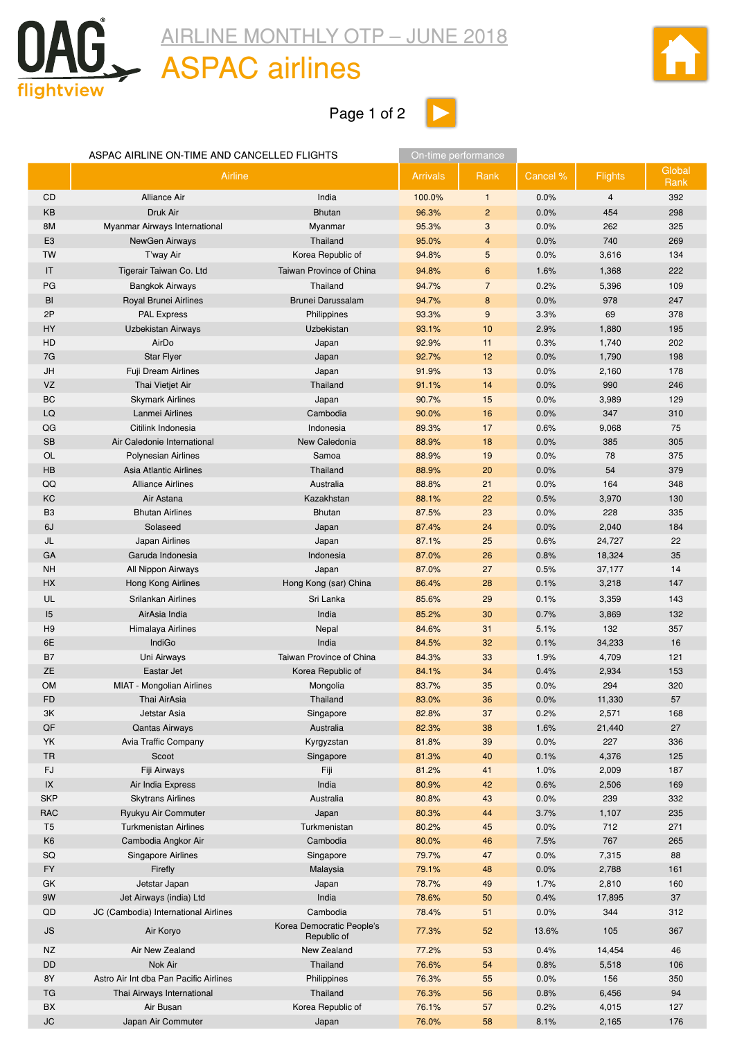# AIRLINE MONTHLY OTP – JUNE 2018

## ASPAC airlines

ASPAC AIRLINE ON-TIME AND CANCELLED FLIGHTS

| | Airline | | On-time performance | | | | |
|---|---|---|---|---|---|---|---|
| | | | Arrivals | Rank | Cancel % | Flights | Global Rank |
| CD | Alliance Air | India | 100.0% | 1 | 0.0% | 4 | 392 |
| KB | Druk Air | Bhutan | 96.3% | 2 | 0.0% | 454 | 298 |
| 8M | Myanmar Airways International | Myanmar | 95.3% | 3 | 0.0% | 262 | 325 |
| E3 | NewGen Airways | Thailand | 95.0% | 4 | 0.0% | 740 | 269 |
| TW | T'way Air | Korea Republic of | 94.8% | 5 | 0.0% | 3,616 | 134 |
| IT | Tigerair Taiwan Co. Ltd | Taiwan Province of China | 94.8% | 6 | 1.6% | 1,368 | 222 |
| PG | Bangkok Airways | Thailand | 94.7% | 7 | 0.2% | 5,396 | 109 |
| BI | Royal Brunei Airlines | Brunei Darussalam | 94.7% | 8 | 0.0% | 978 | 247 |
| 2P | PAL Express | Philippines | 93.3% | 9 | 3.3% | 69 | 378 |
| HY | Uzbekistan Airways | Uzbekistan | 93.1% | 10 | 2.9% | 1,880 | 195 |
| HD | AirDo | Japan | 92.9% | 11 | 0.3% | 1,740 | 202 |
| 7G | Star Flyer | Japan | 92.7% | 12 | 0.0% | 1,790 | 198 |
| JH | Fuji Dream Airlines | Japan | 91.9% | 13 | 0.0% | 2,160 | 178 |
| VZ | Thai Vietjet Air | Thailand | 91.1% | 14 | 0.0% | 990 | 246 |
| BC | Skymark Airlines | Japan | 90.7% | 15 | 0.0% | 3,989 | 129 |
| LQ | Lanmei Airlines | Cambodia | 90.0% | 16 | 0.0% | 347 | 310 |
| QG | Citilink Indonesia | Indonesia | 89.3% | 17 | 0.6% | 9,068 | 75 |
| SB | Air Caledonie International | New Caledonia | 88.9% | 18 | 0.0% | 385 | 305 |
| OL | Polynesian Airlines | Samoa | 88.9% | 19 | 0.0% | 78 | 375 |
| HB | Asia Atlantic Airlines | Thailand | 88.9% | 20 | 0.0% | 54 | 379 |
| QQ | Alliance Airlines | Australia | 88.8% | 21 | 0.0% | 164 | 348 |
| KC | Air Astana | Kazakhstan | 88.1% | 22 | 0.5% | 3,970 | 130 |
| B3 | Bhutan Airlines | Bhutan | 87.5% | 23 | 0.0% | 228 | 335 |
| 6J | Solaseed | Japan | 87.4% | 24 | 0.0% | 2,040 | 184 |
| JL | Japan Airlines | Japan | 87.1% | 25 | 0.6% | 24,727 | 22 |
| GA | Garuda Indonesia | Indonesia | 87.0% | 26 | 0.8% | 18,324 | 35 |
| NH | All Nippon Airways | Japan | 87.0% | 27 | 0.5% | 37,177 | 14 |
| HX | Hong Kong Airlines | Hong Kong (sar) China | 86.4% | 28 | 0.1% | 3,218 | 147 |
| UL | Srilankan Airlines | Sri Lanka | 85.6% | 29 | 0.1% | 3,359 | 143 |
| I5 | AirAsia India | India | 85.2% | 30 | 0.7% | 3,869 | 132 |
| H9 | Himalaya Airlines | Nepal | 84.6% | 31 | 5.1% | 132 | 357 |
| 6E | IndiGo | India | 84.5% | 32 | 0.1% | 34,233 | 16 |
| B7 | Uni Airways | Taiwan Province of China | 84.3% | 33 | 1.9% | 4,709 | 121 |
| ZE | Eastar Jet | Korea Republic of | 84.1% | 34 | 0.4% | 2,934 | 153 |
| OM | MIAT - Mongolian Airlines | Mongolia | 83.7% | 35 | 0.0% | 294 | 320 |
| FD | Thai AirAsia | Thailand | 83.0% | 36 | 0.0% | 11,330 | 57 |
| 3K | Jetstar Asia | Singapore | 82.8% | 37 | 0.2% | 2,571 | 168 |
| QF | Qantas Airways | Australia | 82.3% | 38 | 1.6% | 21,440 | 27 |
| YK | Avia Traffic Company | Kyrgyzstan | 81.8% | 39 | 0.0% | 227 | 336 |
| TR | Scoot | Singapore | 81.3% | 40 | 0.1% | 4,376 | 125 |
| FJ | Fiji Airways | Fiji | 81.2% | 41 | 1.0% | 2,009 | 187 |
| IX | Air India Express | India | 80.9% | 42 | 0.6% | 2,506 | 169 |
| SKP | Skytrans Airlines | Australia | 80.8% | 43 | 0.0% | 239 | 332 |
| RAC | Ryukyu Air Commuter | Japan | 80.3% | 44 | 3.7% | 1,107 | 235 |
| T5 | Turkmenistan Airlines | Turkmenistan | 80.2% | 45 | 0.0% | 712 | 271 |
| K6 | Cambodia Angkor Air | Cambodia | 80.0% | 46 | 7.5% | 767 | 265 |
| SQ | Singapore Airlines | Singapore | 79.7% | 47 | 0.0% | 7,315 | 88 |
| FY | Firefly | Malaysia | 79.1% | 48 | 0.0% | 2,788 | 161 |
| GK | Jetstar Japan | Japan | 78.7% | 49 | 1.7% | 2,810 | 160 |
| 9W | Jet Airways (india) Ltd | India | 78.6% | 50 | 0.4% | 17,895 | 37 |
| QD | JC (Cambodia) International Airlines | Cambodia | 78.4% | 51 | 0.0% | 344 | 312 |
| JS | Air Koryo | Korea Democratic People's Republic of | 77.3% | 52 | 13.6% | 105 | 367 |
| NZ | Air New Zealand | New Zealand | 77.2% | 53 | 0.4% | 14,454 | 46 |
| DD | Nok Air | Thailand | 76.6% | 54 | 0.8% | 5,518 | 106 |
| 8Y | Astro Air Int dba Pan Pacific Airlines | Philippines | 76.3% | 55 | 0.0% | 156 | 350 |
| TG | Thai Airways International | Thailand | 76.3% | 56 | 0.8% | 6,456 | 94 |
| BX | Air Busan | Korea Republic of | 76.1% | 57 | 0.2% | 4,015 | 127 |
| JC | Japan Air Commuter | Japan | 76.0% | 58 | 8.1% | 2,165 | 176 |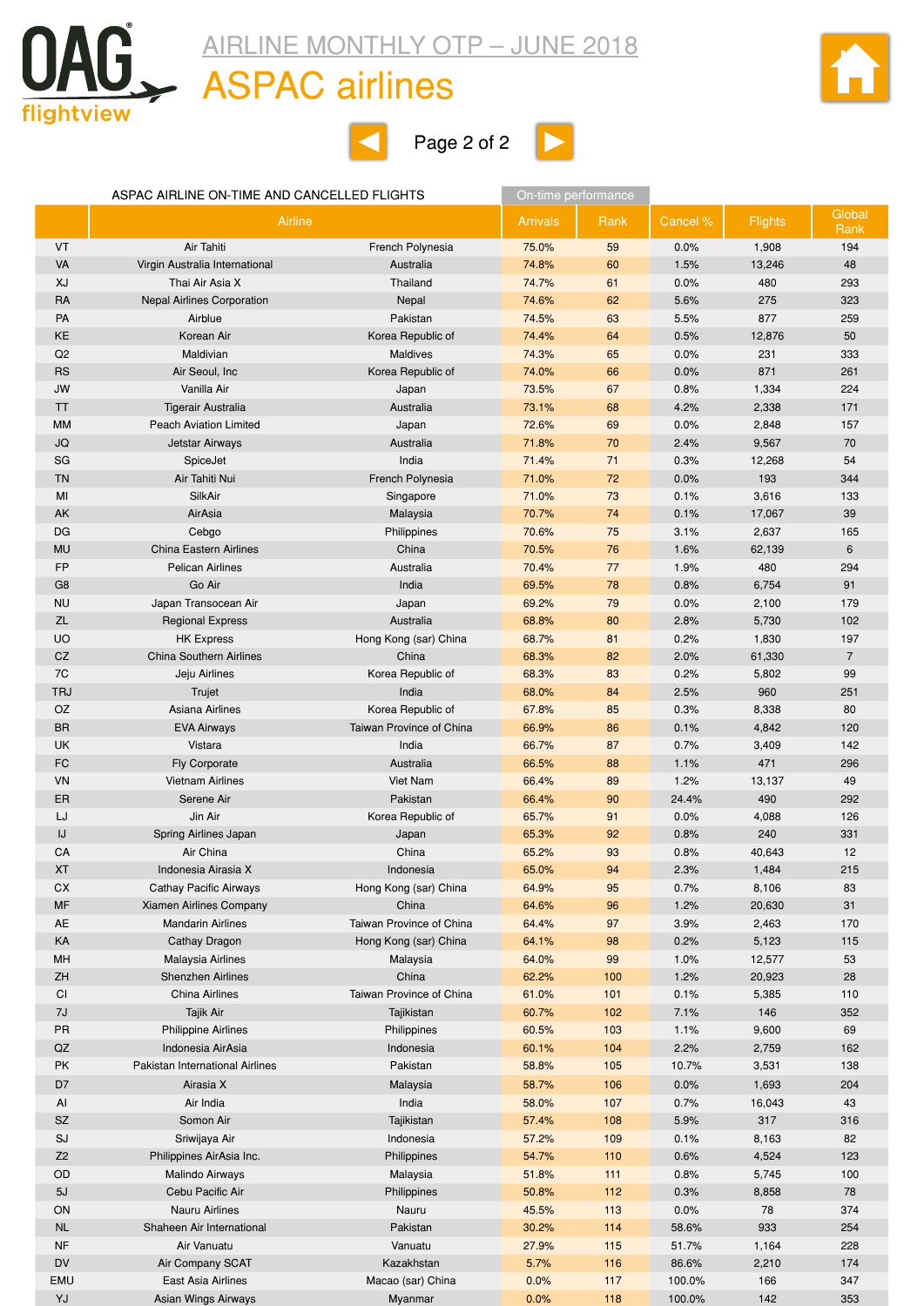# AIRLINE MONTHLY OTP – JUNE 2018

## ASPAC airlines

ASPAC AIRLINE ON-TIME AND CANCELLED FLIGHTS

| | Airline | | On-time performance | | | | |
|---|---|---|---|---|---|---|---|
| | | | Arrivals | Rank | Cancel % | Flights | Global Rank |
| VT | Air Tahiti | French Polynesia | 75.0% | 59 | 0.0% | 1,908 | 194 |
| VA | Virgin Australia International | Australia | 74.8% | 60 | 1.5% | 13,246 | 48 |
| XJ | Thai Air Asia X | Thailand | 74.7% | 61 | 0.0% | 480 | 293 |
| RA | Nepal Airlines Corporation | Nepal | 74.6% | 62 | 5.6% | 275 | 323 |
| PA | Airblue | Pakistan | 74.5% | 63 | 5.5% | 877 | 259 |
| KE | Korean Air | Korea Republic of | 74.4% | 64 | 0.5% | 12,876 | 50 |
| Q2 | Maldivian | Maldives | 74.3% | 65 | 0.0% | 231 | 333 |
| RS | Air Seoul, Inc | Korea Republic of | 74.0% | 66 | 0.0% | 871 | 261 |
| JW | Vanilla Air | Japan | 73.5% | 67 | 0.8% | 1,334 | 224 |
| TT | Tigerair Australia | Australia | 73.1% | 68 | 4.2% | 2,338 | 171 |
| MM | Peach Aviation Limited | Japan | 72.6% | 69 | 0.0% | 2,848 | 157 |
| JQ | Jetstar Airways | Australia | 71.8% | 70 | 2.4% | 9,567 | 70 |
| SG | SpiceJet | India | 71.4% | 71 | 0.3% | 12,268 | 54 |
| TN | Air Tahiti Nui | French Polynesia | 71.0% | 72 | 0.0% | 193 | 344 |
| MI | SilkAir | Singapore | 71.0% | 73 | 0.1% | 3,616 | 133 |
| AK | AirAsia | Malaysia | 70.7% | 74 | 0.1% | 17,067 | 39 |
| DG | Cebgo | Philippines | 70.6% | 75 | 3.1% | 2,637 | 165 |
| MU | China Eastern Airlines | China | 70.5% | 76 | 1.6% | 62,139 | 6 |
| FP | Pelican Airlines | Australia | 70.4% | 77 | 1.9% | 480 | 294 |
| G8 | Go Air | India | 69.5% | 78 | 0.8% | 6,754 | 91 |
| NU | Japan Transocean Air | Japan | 69.2% | 79 | 0.0% | 2,100 | 179 |
| ZL | Regional Express | Australia | 68.8% | 80 | 2.8% | 5,730 | 102 |
| UO | HK Express | Hong Kong (sar) China | 68.7% | 81 | 0.2% | 1,830 | 197 |
| CZ | China Southern Airlines | China | 68.3% | 82 | 2.0% | 61,330 | 7 |
| 7C | Jeju Airlines | Korea Republic of | 68.3% | 83 | 0.2% | 5,802 | 99 |
| TRJ | Trujet | India | 68.0% | 84 | 2.5% | 960 | 251 |
| OZ | Asiana Airlines | Korea Republic of | 67.8% | 85 | 0.3% | 8,338 | 80 |
| BR | EVA Airways | Taiwan Province of China | 66.9% | 86 | 0.1% | 4,842 | 120 |
| UK | Vistara | India | 66.7% | 87 | 0.7% | 3,409 | 142 |
| FC | Fly Corporate | Australia | 66.5% | 88 | 1.1% | 471 | 296 |
| VN | Vietnam Airlines | Viet Nam | 66.4% | 89 | 1.2% | 13,137 | 49 |
| ER | Serene Air | Pakistan | 66.4% | 90 | 24.4% | 490 | 292 |
| LJ | Jin Air | Korea Republic of | 65.7% | 91 | 0.0% | 4,088 | 126 |
| IJ | Spring Airlines Japan | Japan | 65.3% | 92 | 0.8% | 240 | 331 |
| CA | Air China | China | 65.2% | 93 | 0.8% | 40,643 | 12 |
| XT | Indonesia Airasia X | Indonesia | 65.0% | 94 | 2.3% | 1,484 | 215 |
| CX | Cathay Pacific Airways | Hong Kong (sar) China | 64.9% | 95 | 0.7% | 8,106 | 83 |
| MF | Xiamen Airlines Company | China | 64.6% | 96 | 1.2% | 20,630 | 31 |
| AE | Mandarin Airlines | Taiwan Province of China | 64.4% | 97 | 3.9% | 2,463 | 170 |
| KA | Cathay Dragon | Hong Kong (sar) China | 64.1% | 98 | 0.2% | 5,123 | 115 |
| MH | Malaysia Airlines | Malaysia | 64.0% | 99 | 1.0% | 12,577 | 53 |
| ZH | Shenzhen Airlines | China | 62.2% | 100 | 1.2% | 20,923 | 28 |
| CI | China Airlines | Taiwan Province of China | 61.0% | 101 | 0.1% | 5,385 | 110 |
| 7J | Tajik Air | Tajikistan | 60.7% | 102 | 7.1% | 146 | 352 |
| PR | Philippine Airlines | Philippines | 60.5% | 103 | 1.1% | 9,600 | 69 |
| QZ | Indonesia AirAsia | Indonesia | 60.1% | 104 | 2.2% | 2,759 | 162 |
| PK | Pakistan International Airlines | Pakistan | 58.8% | 105 | 10.7% | 3,531 | 138 |
| D7 | Airasia X | Malaysia | 58.7% | 106 | 0.0% | 1,693 | 204 |
| AI | Air India | India | 58.0% | 107 | 0.7% | 16,043 | 43 |
| SZ | Somon Air | Tajikistan | 57.4% | 108 | 5.9% | 317 | 316 |
| SJ | Sriwijaya Air | Indonesia | 57.2% | 109 | 0.1% | 8,163 | 82 |
| Z2 | Philippines AirAsia Inc. | Philippines | 54.7% | 110 | 0.6% | 4,524 | 123 |
| OD | Malindo Airways | Malaysia | 51.8% | 111 | 0.8% | 5,745 | 100 |
| 5J | Cebu Pacific Air | Philippines | 50.8% | 112 | 0.3% | 8,858 | 78 |
| ON | Nauru Airlines | Nauru | 45.5% | 113 | 0.0% | 78 | 374 |
| NL | Shaheen Air International | Pakistan | 30.2% | 114 | 58.6% | 933 | 254 |
| NF | Air Vanuatu | Vanuatu | 27.9% | 115 | 51.7% | 1,164 | 228 |
| DV | Air Company SCAT | Kazakhstan | 5.7% | 116 | 86.6% | 2,210 | 174 |
| EMU | East Asia Airlines | Macao (sar) China | 0.0% | 117 | 100.0% | 166 | 347 |
| YJ | Asian Wings Airways | Myanmar | 0.0% | 118 | 100.0% | 142 | 353 |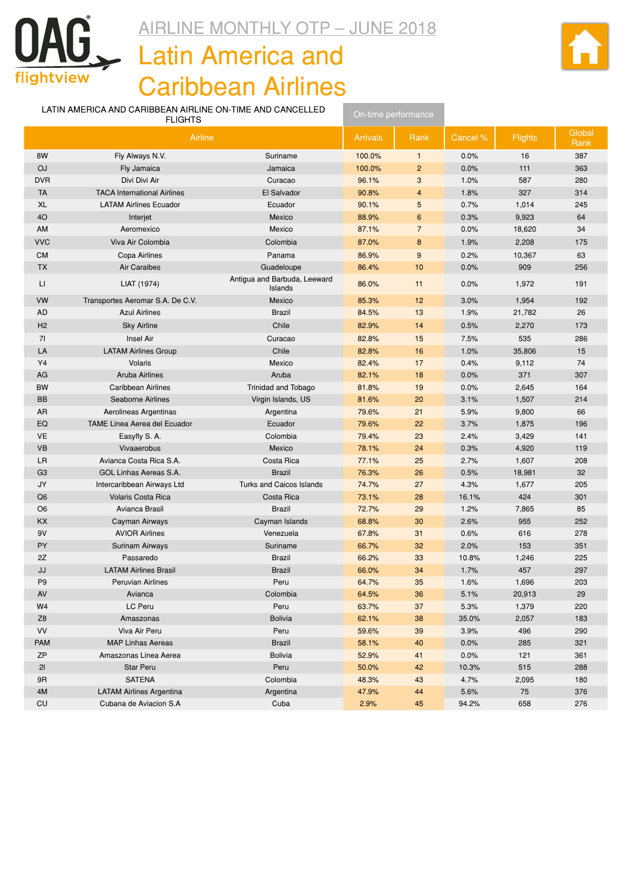# AIRLINE MONTHLY OTP – JUNE 2018

# Latin America and Caribbean Airlines

LATIN AMERICA AND CARIBBEAN AIRLINE ON-TIME AND CANCELLED FLIGHTS

| Airline | | | On-time performance | | | | |
|---|---|---|---|---|---|---|---|
| | | | Arrivals | Rank | Cancel % | Flights | Global Rank |
| 8W | Fly Always N.V. | Suriname | 100.0% | 1 | 0.0% | 16 | 387 |
| OJ | Fly Jamaica | Jamaica | 100.0% | 2 | 0.0% | 111 | 363 |
| DVR | Divi Divi Air | Curacao | 96.1% | 3 | 1.0% | 587 | 280 |
| TA | TACA International Airlines | El Salvador | 90.8% | 4 | 1.8% | 327 | 314 |
| XL | LATAM Airlines Ecuador | Ecuador | 90.1% | 5 | 0.7% | 1,014 | 245 |
| 4O | Interjet | Mexico | 88.9% | 6 | 0.3% | 9,923 | 64 |
| AM | Aeromexico | Mexico | 87.1% | 7 | 0.0% | 18,620 | 34 |
| VVC | Viva Air Colombia | Colombia | 87.0% | 8 | 1.9% | 2,208 | 175 |
| CM | Copa Airlines | Panama | 86.9% | 9 | 0.2% | 10,367 | 63 |
| TX | Air Caraibes | Guadeloupe | 86.4% | 10 | 0.0% | 909 | 256 |
| LI | LIAT (1974) | Antigua and Barbuda, Leeward Islands | 86.0% | 11 | 0.0% | 1,972 | 191 |
| VW | Transportes Aeromar S.A. De C.V. | Mexico | 85.3% | 12 | 3.0% | 1,954 | 192 |
| AD | Azul Airlines | Brazil | 84.5% | 13 | 1.9% | 21,782 | 26 |
| H2 | Sky Airline | Chile | 82.9% | 14 | 0.5% | 2,270 | 173 |
| 7I | Insel Air | Curacao | 82.8% | 15 | 7.5% | 535 | 286 |
| LA | LATAM Airlines Group | Chile | 82.8% | 16 | 1.0% | 35,806 | 15 |
| Y4 | Volaris | Mexico | 82.4% | 17 | 0.4% | 9,112 | 74 |
| AG | Aruba Airlines | Aruba | 82.1% | 18 | 0.0% | 371 | 307 |
| BW | Caribbean Airlines | Trinidad and Tobago | 81.8% | 19 | 0.0% | 2,645 | 164 |
| BB | Seaborne Airlines | Virgin Islands, US | 81.6% | 20 | 3.1% | 1,507 | 214 |
| AR | Aerolineas Argentinas | Argentina | 79.6% | 21 | 5.9% | 9,800 | 66 |
| EQ | TAME Linea Aerea del Ecuador | Ecuador | 79.6% | 22 | 3.7% | 1,875 | 196 |
| VE | Easyfly S. A. | Colombia | 79.4% | 23 | 2.4% | 3,429 | 141 |
| VB | Vivaaerobus | Mexico | 78.1% | 24 | 0.3% | 4,920 | 119 |
| LR | Avianca Costa Rica S.A. | Costa Rica | 77.1% | 25 | 2.7% | 1,607 | 208 |
| G3 | GOL Linhas Aereas S.A. | Brazil | 76.3% | 26 | 0.5% | 18,981 | 32 |
| JY | Intercaribbean Airways Ltd | Turks and Caicos Islands | 74.7% | 27 | 4.3% | 1,677 | 205 |
| Q6 | Volaris Costa Rica | Costa Rica | 73.1% | 28 | 16.1% | 424 | 301 |
| O6 | Avianca Brasil | Brazil | 72.7% | 29 | 1.2% | 7,865 | 85 |
| KX | Cayman Airways | Cayman Islands | 68.8% | 30 | 2.6% | 955 | 252 |
| 9V | AVIOR Airlines | Venezuela | 67.8% | 31 | 0.6% | 616 | 278 |
| PY | Surinam Airways | Suriname | 66.7% | 32 | 2.0% | 153 | 351 |
| 2Z | Passaredo | Brazil | 66.2% | 33 | 10.8% | 1,246 | 225 |
| JJ | LATAM Airlines Brasil | Brazil | 66.0% | 34 | 1.7% | 457 | 297 |
| P9 | Peruvian Airlines | Peru | 64.7% | 35 | 1.6% | 1,696 | 203 |
| AV | Avianca | Colombia | 64.5% | 36 | 5.1% | 20,913 | 29 |
| W4 | LC Peru | Peru | 63.7% | 37 | 5.3% | 1,379 | 220 |
| Z8 | Amaszonas | Bolivia | 62.1% | 38 | 35.0% | 2,057 | 183 |
| VV | Viva Air Peru | Peru | 59.6% | 39 | 3.9% | 496 | 290 |
| PAM | MAP Linhas Aereas | Brazil | 58.1% | 40 | 0.0% | 285 | 321 |
| ZP | Amaszonas Linea Aerea | Bolivia | 52.9% | 41 | 0.0% | 121 | 361 |
| 2I | Star Peru | Peru | 50.0% | 42 | 10.3% | 515 | 288 |
| 9R | SATENA | Colombia | 48.3% | 43 | 4.7% | 2,095 | 180 |
| 4M | LATAM Airlines Argentina | Argentina | 47.9% | 44 | 5.6% | 75 | 376 |
| CU | Cubana de Aviacion S.A | Cuba | 2.9% | 45 | 94.2% | 658 | 276 |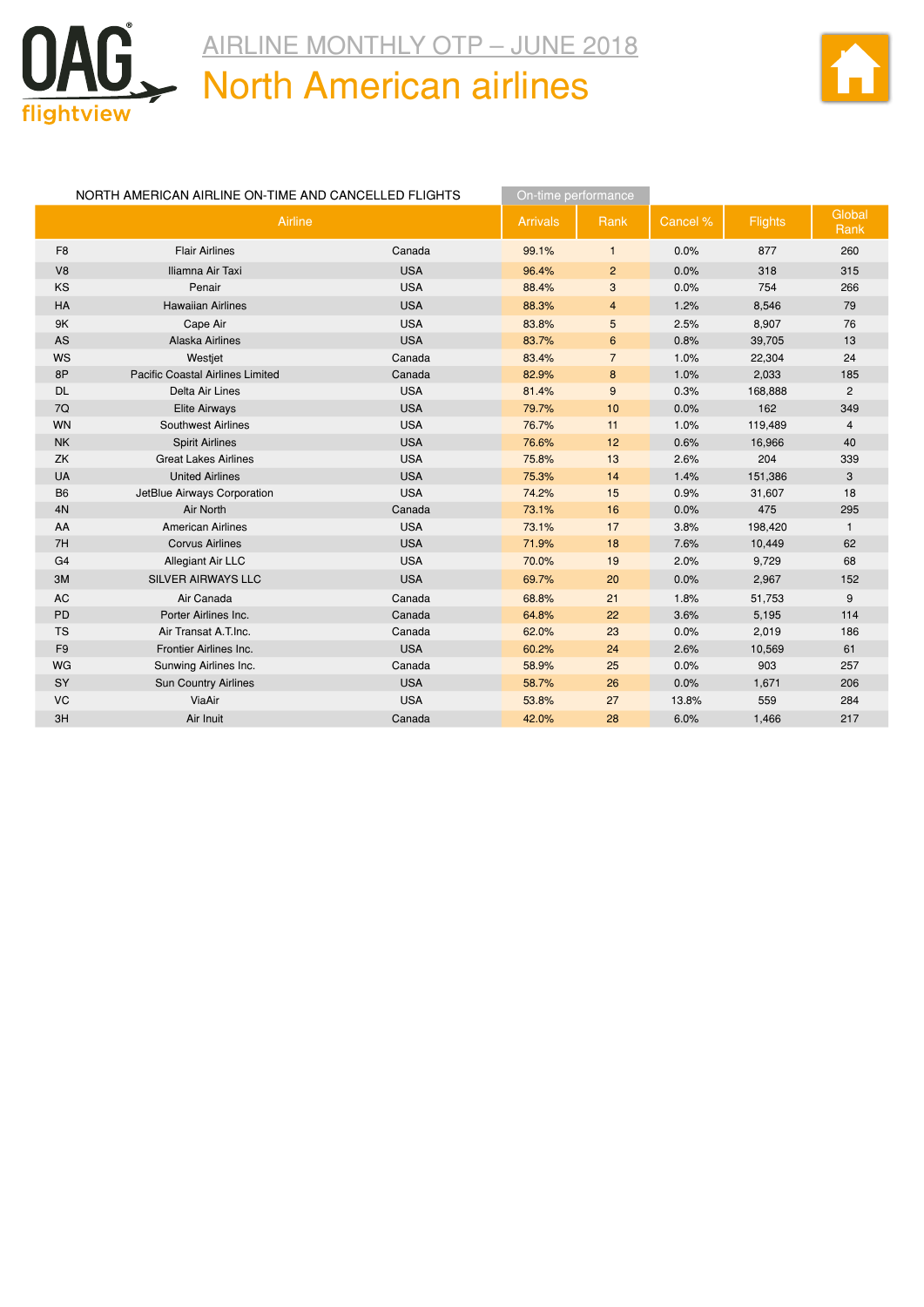# AIRLINE MONTHLY OTP – JUNE 2018

## North American airlines

NORTH AMERICAN AIRLINE ON-TIME AND CANCELLED FLIGHTS

| Airline | | | On-time performance | | | | |
|---|---|---|---|---|---|---|---|
| | | | Arrivals | Rank | Cancel % | Flights | Global Rank |
| F8 | Flair Airlines | Canada | 99.1% | 1 | 0.0% | 877 | 260 |
| V8 | Iliamna Air Taxi | USA | 96.4% | 2 | 0.0% | 318 | 315 |
| KS | Penair | USA | 88.4% | 3 | 0.0% | 754 | 266 |
| HA | Hawaiian Airlines | USA | 88.3% | 4 | 1.2% | 8,546 | 79 |
| 9K | Cape Air | USA | 83.8% | 5 | 2.5% | 8,907 | 76 |
| AS | Alaska Airlines | USA | 83.7% | 6 | 0.8% | 39,705 | 13 |
| WS | Westjet | Canada | 83.4% | 7 | 1.0% | 22,304 | 24 |
| 8P | Pacific Coastal Airlines Limited | Canada | 82.9% | 8 | 1.0% | 2,033 | 185 |
| DL | Delta Air Lines | USA | 81.4% | 9 | 0.3% | 168,888 | 2 |
| 7Q | Elite Airways | USA | 79.7% | 10 | 0.0% | 162 | 349 |
| WN | Southwest Airlines | USA | 76.7% | 11 | 1.0% | 119,489 | 4 |
| NK | Spirit Airlines | USA | 76.6% | 12 | 0.6% | 16,966 | 40 |
| ZK | Great Lakes Airlines | USA | 75.8% | 13 | 2.6% | 204 | 339 |
| UA | United Airlines | USA | 75.3% | 14 | 1.4% | 151,386 | 3 |
| B6 | JetBlue Airways Corporation | USA | 74.2% | 15 | 0.9% | 31,607 | 18 |
| 4N | Air North | Canada | 73.1% | 16 | 0.0% | 475 | 295 |
| AA | American Airlines | USA | 73.1% | 17 | 3.8% | 198,420 | 1 |
| 7H | Corvus Airlines | USA | 71.9% | 18 | 7.6% | 10,449 | 62 |
| G4 | Allegiant Air LLC | USA | 70.0% | 19 | 2.0% | 9,729 | 68 |
| 3M | SILVER AIRWAYS LLC | USA | 69.7% | 20 | 0.0% | 2,967 | 152 |
| AC | Air Canada | Canada | 68.8% | 21 | 1.8% | 51,753 | 9 |
| PD | Porter Airlines Inc. | Canada | 64.8% | 22 | 3.6% | 5,195 | 114 |
| TS | Air Transat A.T.Inc. | Canada | 62.0% | 23 | 0.0% | 2,019 | 186 |
| F9 | Frontier Airlines Inc. | USA | 60.2% | 24 | 2.6% | 10,569 | 61 |
| WG | Sunwing Airlines Inc. | Canada | 58.9% | 25 | 0.0% | 903 | 257 |
| SY | Sun Country Airlines | USA | 58.7% | 26 | 0.0% | 1,671 | 206 |
| VC | ViaAir | USA | 53.8% | 27 | 13.8% | 559 | 284 |
| 3H | Air Inuit | Canada | 42.0% | 28 | 6.0% | 1,466 | 217 |